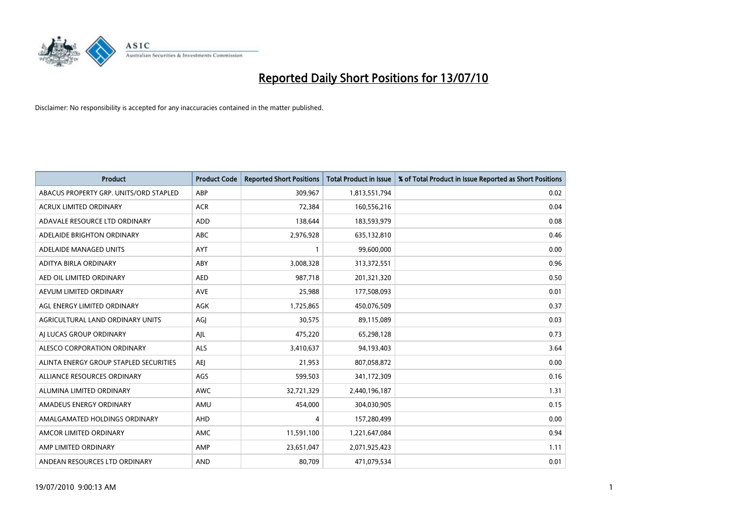# Reported Daily Short Positions for 13/07/10

Disclaimer: No responsibility is accepted for any inaccuracies contained in the matter published.

| Product | Product Code | Reported Short Positions | Total Product in Issue | % of Total Product in Issue Reported as Short Positions |
|---|---|---|---|---|
| ABACUS PROPERTY GRP. UNITS/ORD STAPLED | ABP | 309,967 | 1,813,551,794 | 0.02 |
| ACRUX LIMITED ORDINARY | ACR | 72,384 | 160,556,216 | 0.04 |
| ADAVALE RESOURCE LTD ORDINARY | ADD | 138,644 | 183,593,979 | 0.08 |
| ADELAIDE BRIGHTON ORDINARY | ABC | 2,976,928 | 635,132,810 | 0.46 |
| ADELAIDE MANAGED UNITS | AYT | 1 | 99,600,000 | 0.00 |
| ADITYA BIRLA ORDINARY | ABY | 3,008,328 | 313,372,551 | 0.96 |
| AED OIL LIMITED ORDINARY | AED | 987,718 | 201,321,320 | 0.50 |
| AEVUM LIMITED ORDINARY | AVE | 25,988 | 177,508,093 | 0.01 |
| AGL ENERGY LIMITED ORDINARY | AGK | 1,725,865 | 450,076,509 | 0.37 |
| AGRICULTURAL LAND ORDINARY UNITS | AGJ | 30,575 | 89,115,089 | 0.03 |
| AJ LUCAS GROUP ORDINARY | AJL | 475,220 | 65,298,128 | 0.73 |
| ALESCO CORPORATION ORDINARY | ALS | 3,410,637 | 94,193,403 | 3.64 |
| ALINTA ENERGY GROUP STAPLED SECURITIES | AEJ | 21,953 | 807,058,872 | 0.00 |
| ALLIANCE RESOURCES ORDINARY | AGS | 599,503 | 341,172,309 | 0.16 |
| ALUMINA LIMITED ORDINARY | AWC | 32,721,329 | 2,440,196,187 | 1.31 |
| AMADEUS ENERGY ORDINARY | AMU | 454,000 | 304,030,905 | 0.15 |
| AMALGAMATED HOLDINGS ORDINARY | AHD | 4 | 157,280,499 | 0.00 |
| AMCOR LIMITED ORDINARY | AMC | 11,591,100 | 1,221,647,084 | 0.94 |
| AMP LIMITED ORDINARY | AMP | 23,651,047 | 2,071,925,423 | 1.11 |
| ANDEAN RESOURCES LTD ORDINARY | AND | 80,709 | 471,079,534 | 0.01 |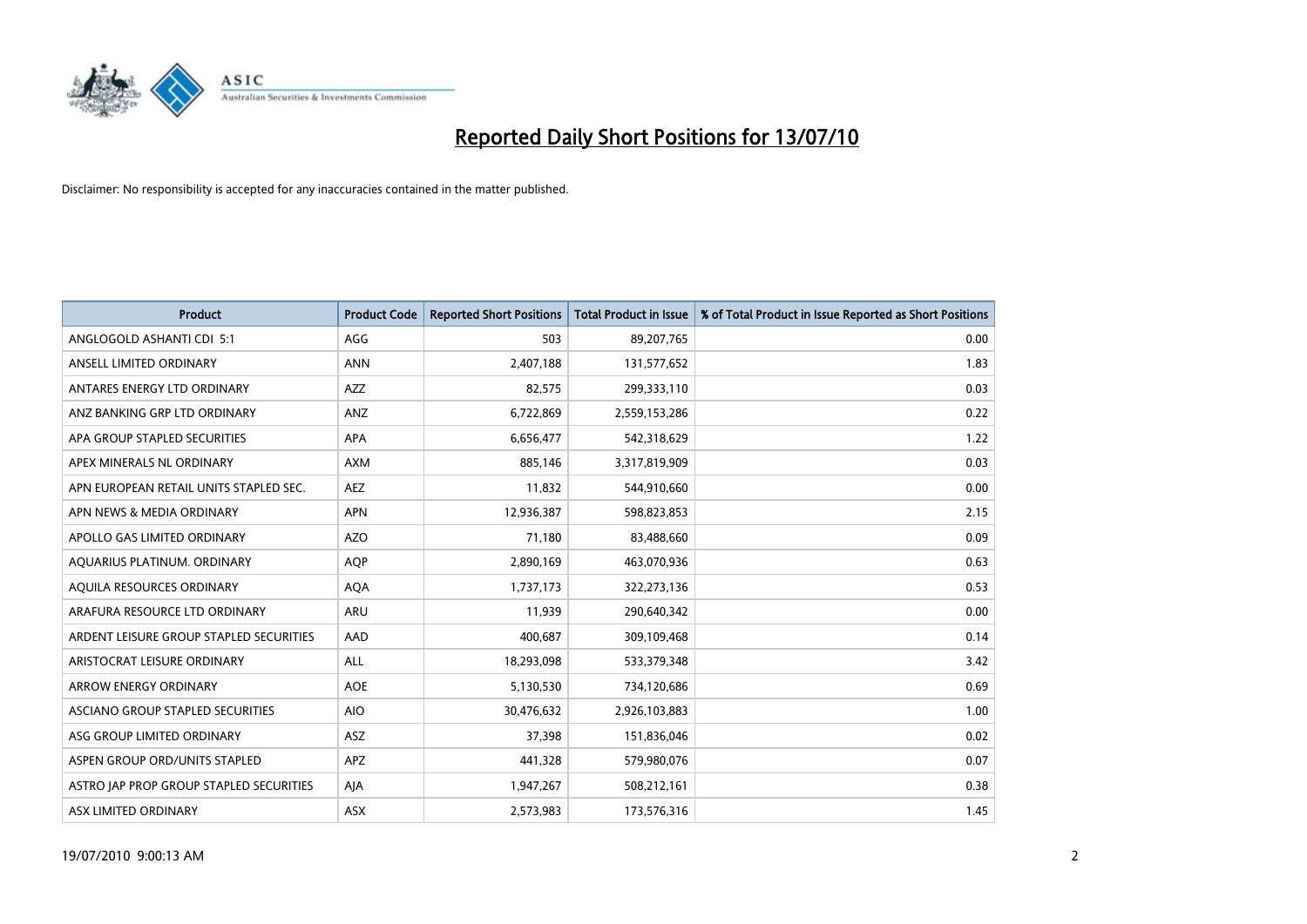# Reported Daily Short Positions for 13/07/10

Disclaimer: No responsibility is accepted for any inaccuracies contained in the matter published.

| Product | Product Code | Reported Short Positions | Total Product in Issue | % of Total Product in Issue Reported as Short Positions |
|---|---|---|---|---|
| ANGLOGOLD ASHANTI CDI 5:1 | AGG | 503 | 89,207,765 | 0.00 |
| ANSELL LIMITED ORDINARY | ANN | 2,407,188 | 131,577,652 | 1.83 |
| ANTARES ENERGY LTD ORDINARY | AZZ | 82,575 | 299,333,110 | 0.03 |
| ANZ BANKING GRP LTD ORDINARY | ANZ | 6,722,869 | 2,559,153,286 | 0.22 |
| APA GROUP STAPLED SECURITIES | APA | 6,656,477 | 542,318,629 | 1.22 |
| APEX MINERALS NL ORDINARY | AXM | 885,146 | 3,317,819,909 | 0.03 |
| APN EUROPEAN RETAIL UNITS STAPLED SEC. | AEZ | 11,832 | 544,910,660 | 0.00 |
| APN NEWS & MEDIA ORDINARY | APN | 12,936,387 | 598,823,853 | 2.15 |
| APOLLO GAS LIMITED ORDINARY | AZO | 71,180 | 83,488,660 | 0.09 |
| AQUARIUS PLATINUM. ORDINARY | AQP | 2,890,169 | 463,070,936 | 0.63 |
| AQUILA RESOURCES ORDINARY | AQA | 1,737,173 | 322,273,136 | 0.53 |
| ARAFURA RESOURCE LTD ORDINARY | ARU | 11,939 | 290,640,342 | 0.00 |
| ARDENT LEISURE GROUP STAPLED SECURITIES | AAD | 400,687 | 309,109,468 | 0.14 |
| ARISTOCRAT LEISURE ORDINARY | ALL | 18,293,098 | 533,379,348 | 3.42 |
| ARROW ENERGY ORDINARY | AOE | 5,130,530 | 734,120,686 | 0.69 |
| ASCIANO GROUP STAPLED SECURITIES | AIO | 30,476,632 | 2,926,103,883 | 1.00 |
| ASG GROUP LIMITED ORDINARY | ASZ | 37,398 | 151,836,046 | 0.02 |
| ASPEN GROUP ORD/UNITS STAPLED | APZ | 441,328 | 579,980,076 | 0.07 |
| ASTRO JAP PROP GROUP STAPLED SECURITIES | AJA | 1,947,267 | 508,212,161 | 0.38 |
| ASX LIMITED ORDINARY | ASX | 2,573,983 | 173,576,316 | 1.45 |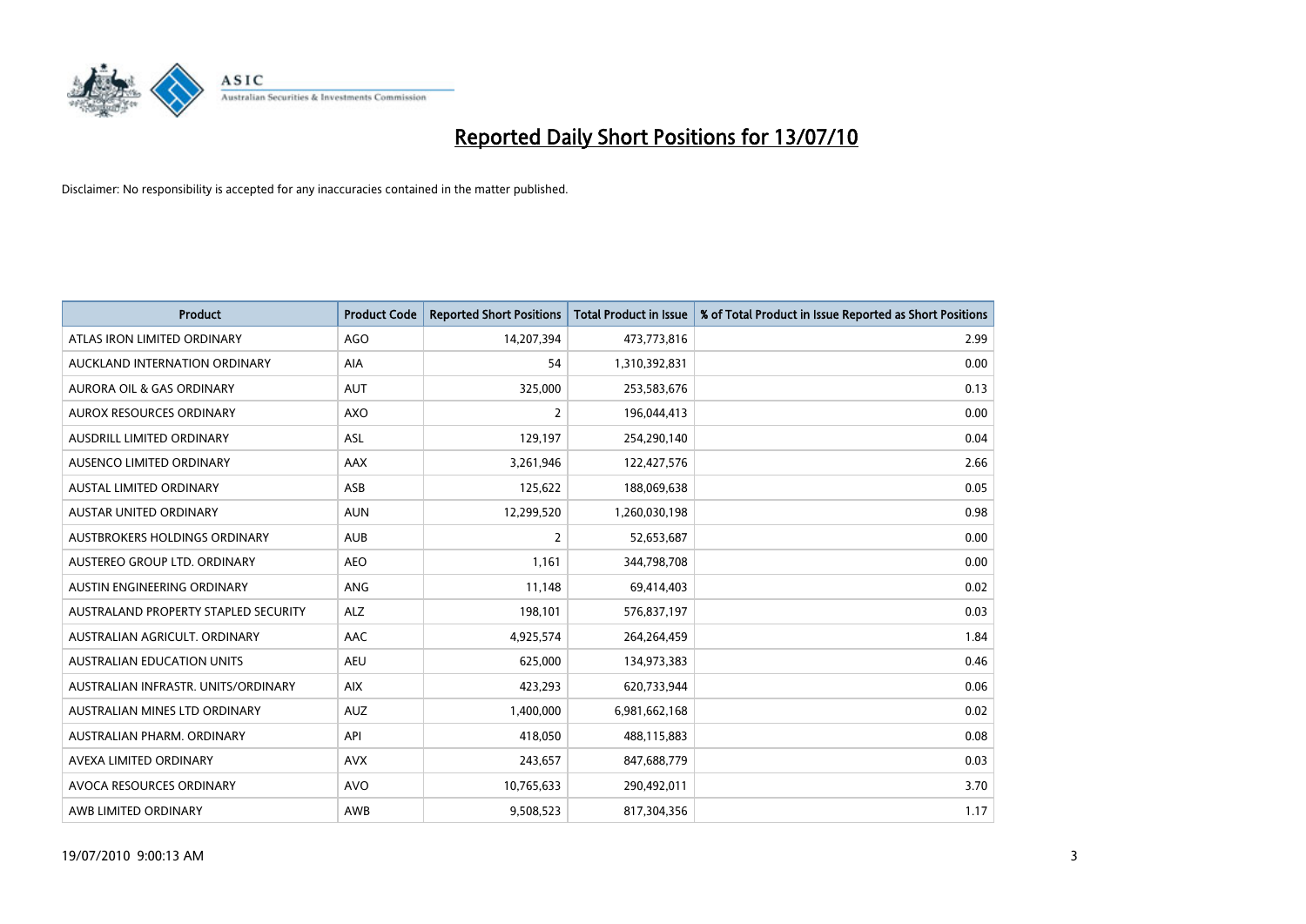# Reported Daily Short Positions for 13/07/10

Disclaimer: No responsibility is accepted for any inaccuracies contained in the matter published.

| Product | Product Code | Reported Short Positions | Total Product in Issue | % of Total Product in Issue Reported as Short Positions |
|---|---|---|---|---|
| ATLAS IRON LIMITED ORDINARY | AGO | 14,207,394 | 473,773,816 | 2.99 |
| AUCKLAND INTERNATION ORDINARY | AIA | 54 | 1,310,392,831 | 0.00 |
| AURORA OIL & GAS ORDINARY | AUT | 325,000 | 253,583,676 | 0.13 |
| AUROX RESOURCES ORDINARY | AXO | 2 | 196,044,413 | 0.00 |
| AUSDRILL LIMITED ORDINARY | ASL | 129,197 | 254,290,140 | 0.04 |
| AUSENCO LIMITED ORDINARY | AAX | 3,261,946 | 122,427,576 | 2.66 |
| AUSTAL LIMITED ORDINARY | ASB | 125,622 | 188,069,638 | 0.05 |
| AUSTAR UNITED ORDINARY | AUN | 12,299,520 | 1,260,030,198 | 0.98 |
| AUSTBROKERS HOLDINGS ORDINARY | AUB | 2 | 52,653,687 | 0.00 |
| AUSTEREO GROUP LTD. ORDINARY | AEO | 1,161 | 344,798,708 | 0.00 |
| AUSTIN ENGINEERING ORDINARY | ANG | 11,148 | 69,414,403 | 0.02 |
| AUSTRALAND PROPERTY STAPLED SECURITY | ALZ | 198,101 | 576,837,197 | 0.03 |
| AUSTRALIAN AGRICULT. ORDINARY | AAC | 4,925,574 | 264,264,459 | 1.84 |
| AUSTRALIAN EDUCATION UNITS | AEU | 625,000 | 134,973,383 | 0.46 |
| AUSTRALIAN INFRASTR. UNITS/ORDINARY | AIX | 423,293 | 620,733,944 | 0.06 |
| AUSTRALIAN MINES LTD ORDINARY | AUZ | 1,400,000 | 6,981,662,168 | 0.02 |
| AUSTRALIAN PHARM. ORDINARY | API | 418,050 | 488,115,883 | 0.08 |
| AVEXA LIMITED ORDINARY | AVX | 243,657 | 847,688,779 | 0.03 |
| AVOCA RESOURCES ORDINARY | AVO | 10,765,633 | 290,492,011 | 3.70 |
| AWB LIMITED ORDINARY | AWB | 9,508,523 | 817,304,356 | 1.17 |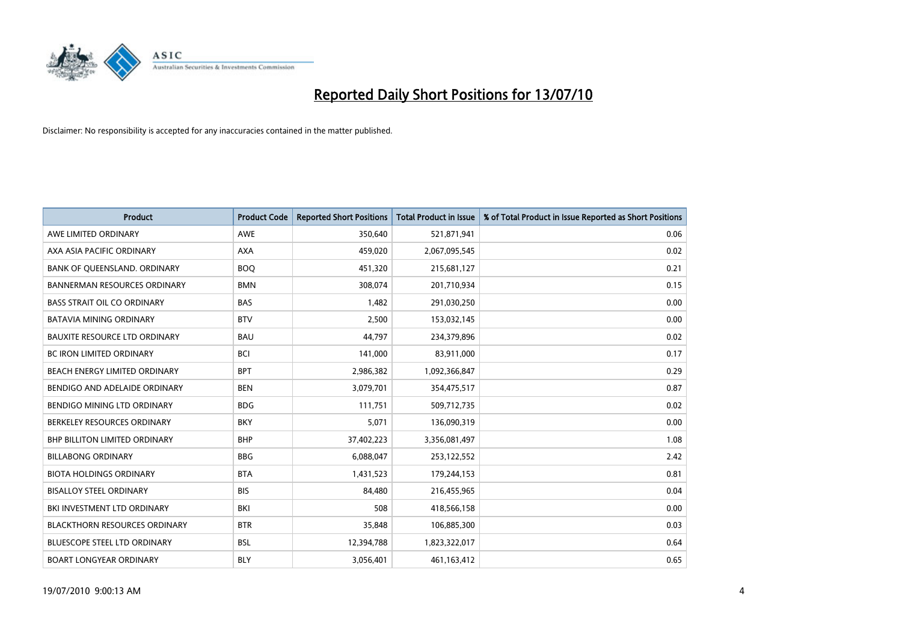# Reported Daily Short Positions for 13/07/10

Disclaimer: No responsibility is accepted for any inaccuracies contained in the matter published.

| Product | Product Code | Reported Short Positions | Total Product in Issue | % of Total Product in Issue Reported as Short Positions |
|---|---|---|---|---|
| AWE LIMITED ORDINARY | AWE | 350,640 | 521,871,941 | 0.06 |
| AXA ASIA PACIFIC ORDINARY | AXA | 459,020 | 2,067,095,545 | 0.02 |
| BANK OF QUEENSLAND. ORDINARY | BOQ | 451,320 | 215,681,127 | 0.21 |
| BANNERMAN RESOURCES ORDINARY | BMN | 308,074 | 201,710,934 | 0.15 |
| BASS STRAIT OIL CO ORDINARY | BAS | 1,482 | 291,030,250 | 0.00 |
| BATAVIA MINING ORDINARY | BTV | 2,500 | 153,032,145 | 0.00 |
| BAUXITE RESOURCE LTD ORDINARY | BAU | 44,797 | 234,379,896 | 0.02 |
| BC IRON LIMITED ORDINARY | BCI | 141,000 | 83,911,000 | 0.17 |
| BEACH ENERGY LIMITED ORDINARY | BPT | 2,986,382 | 1,092,366,847 | 0.29 |
| BENDIGO AND ADELAIDE ORDINARY | BEN | 3,079,701 | 354,475,517 | 0.87 |
| BENDIGO MINING LTD ORDINARY | BDG | 111,751 | 509,712,735 | 0.02 |
| BERKELEY RESOURCES ORDINARY | BKY | 5,071 | 136,090,319 | 0.00 |
| BHP BILLITON LIMITED ORDINARY | BHP | 37,402,223 | 3,356,081,497 | 1.08 |
| BILLABONG ORDINARY | BBG | 6,088,047 | 253,122,552 | 2.42 |
| BIOTA HOLDINGS ORDINARY | BTA | 1,431,523 | 179,244,153 | 0.81 |
| BISALLOY STEEL ORDINARY | BIS | 84,480 | 216,455,965 | 0.04 |
| BKI INVESTMENT LTD ORDINARY | BKI | 508 | 418,566,158 | 0.00 |
| BLACKTHORN RESOURCES ORDINARY | BTR | 35,848 | 106,885,300 | 0.03 |
| BLUESCOPE STEEL LTD ORDINARY | BSL | 12,394,788 | 1,823,322,017 | 0.64 |
| BOART LONGYEAR ORDINARY | BLY | 3,056,401 | 461,163,412 | 0.65 |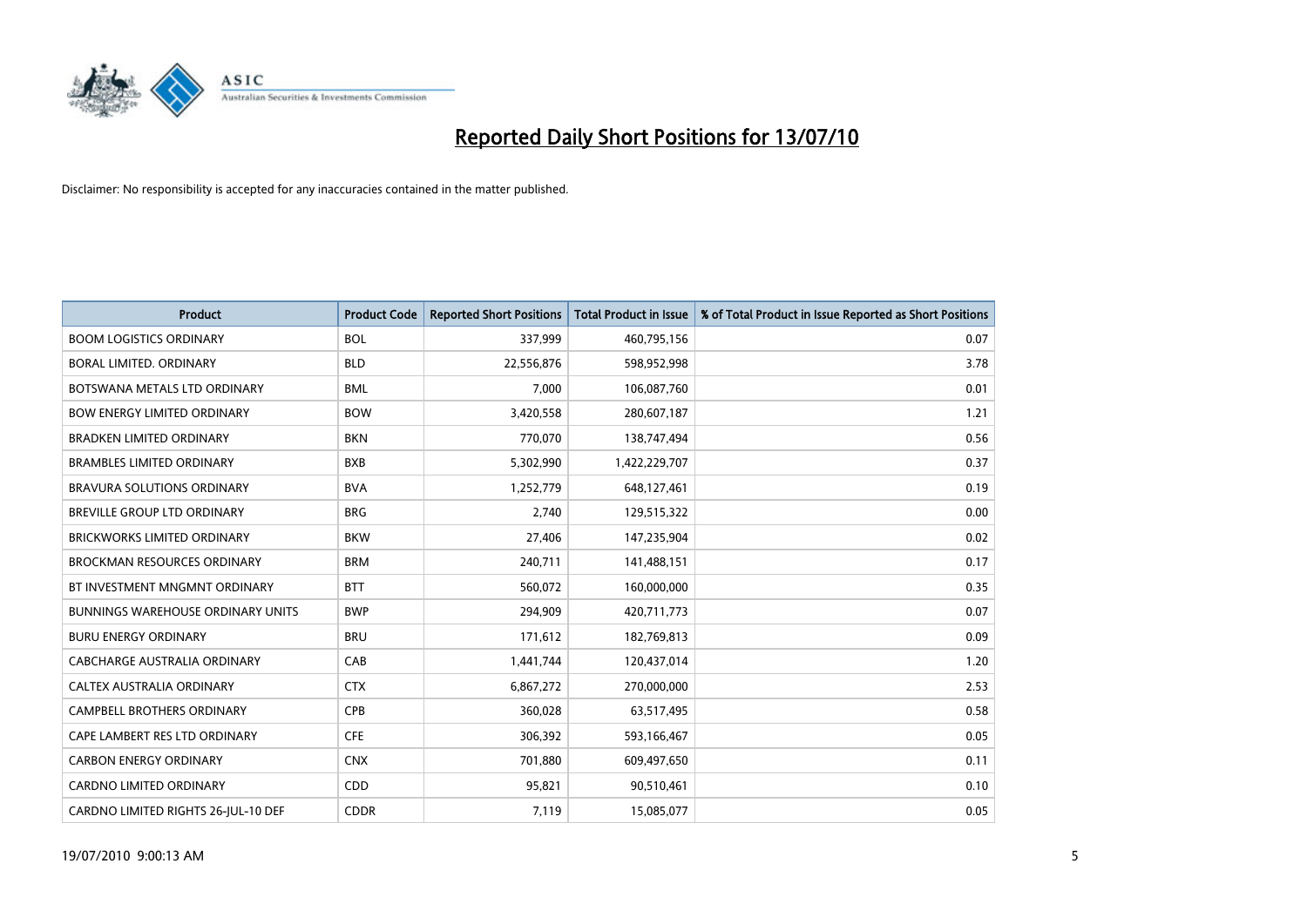# Reported Daily Short Positions for 13/07/10

Disclaimer: No responsibility is accepted for any inaccuracies contained in the matter published.

| Product | Product Code | Reported Short Positions | Total Product in Issue | % of Total Product in Issue Reported as Short Positions |
|---|---|---|---|---|
| BOOM LOGISTICS ORDINARY | BOL | 337,999 | 460,795,156 | 0.07 |
| BORAL LIMITED. ORDINARY | BLD | 22,556,876 | 598,952,998 | 3.78 |
| BOTSWANA METALS LTD ORDINARY | BML | 7,000 | 106,087,760 | 0.01 |
| BOW ENERGY LIMITED ORDINARY | BOW | 3,420,558 | 280,607,187 | 1.21 |
| BRADKEN LIMITED ORDINARY | BKN | 770,070 | 138,747,494 | 0.56 |
| BRAMBLES LIMITED ORDINARY | BXB | 5,302,990 | 1,422,229,707 | 0.37 |
| BRAVURA SOLUTIONS ORDINARY | BVA | 1,252,779 | 648,127,461 | 0.19 |
| BREVILLE GROUP LTD ORDINARY | BRG | 2,740 | 129,515,322 | 0.00 |
| BRICKWORKS LIMITED ORDINARY | BKW | 27,406 | 147,235,904 | 0.02 |
| BROCKMAN RESOURCES ORDINARY | BRM | 240,711 | 141,488,151 | 0.17 |
| BT INVESTMENT MNGMNT ORDINARY | BTT | 560,072 | 160,000,000 | 0.35 |
| BUNNINGS WAREHOUSE ORDINARY UNITS | BWP | 294,909 | 420,711,773 | 0.07 |
| BURU ENERGY ORDINARY | BRU | 171,612 | 182,769,813 | 0.09 |
| CABCHARGE AUSTRALIA ORDINARY | CAB | 1,441,744 | 120,437,014 | 1.20 |
| CALTEX AUSTRALIA ORDINARY | CTX | 6,867,272 | 270,000,000 | 2.53 |
| CAMPBELL BROTHERS ORDINARY | CPB | 360,028 | 63,517,495 | 0.58 |
| CAPE LAMBERT RES LTD ORDINARY | CFE | 306,392 | 593,166,467 | 0.05 |
| CARBON ENERGY ORDINARY | CNX | 701,880 | 609,497,650 | 0.11 |
| CARDNO LIMITED ORDINARY | CDD | 95,821 | 90,510,461 | 0.10 |
| CARDNO LIMITED RIGHTS 26-JUL-10 DEF | CDDR | 7,119 | 15,085,077 | 0.05 |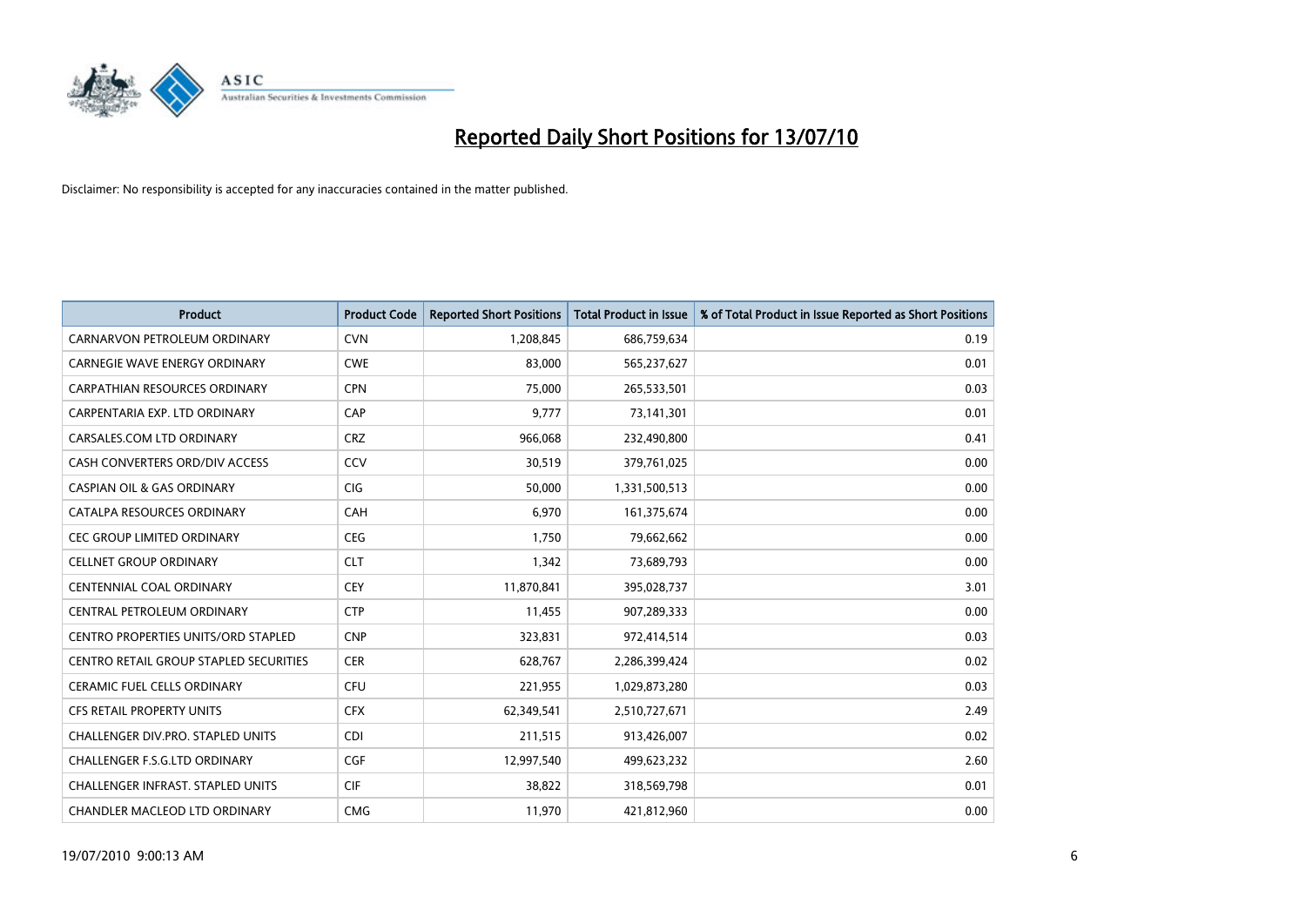# Reported Daily Short Positions for 13/07/10

Disclaimer: No responsibility is accepted for any inaccuracies contained in the matter published.

| Product | Product Code | Reported Short Positions | Total Product in Issue | % of Total Product in Issue Reported as Short Positions |
|---|---|---|---|---|
| CARNARVON PETROLEUM ORDINARY | CVN | 1,208,845 | 686,759,634 | 0.19 |
| CARNEGIE WAVE ENERGY ORDINARY | CWE | 83,000 | 565,237,627 | 0.01 |
| CARPATHIAN RESOURCES ORDINARY | CPN | 75,000 | 265,533,501 | 0.03 |
| CARPENTARIA EXP. LTD ORDINARY | CAP | 9,777 | 73,141,301 | 0.01 |
| CARSALES.COM LTD ORDINARY | CRZ | 966,068 | 232,490,800 | 0.41 |
| CASH CONVERTERS ORD/DIV ACCESS | CCV | 30,519 | 379,761,025 | 0.00 |
| CASPIAN OIL & GAS ORDINARY | CIG | 50,000 | 1,331,500,513 | 0.00 |
| CATALPA RESOURCES ORDINARY | CAH | 6,970 | 161,375,674 | 0.00 |
| CEC GROUP LIMITED ORDINARY | CEG | 1,750 | 79,662,662 | 0.00 |
| CELLNET GROUP ORDINARY | CLT | 1,342 | 73,689,793 | 0.00 |
| CENTENNIAL COAL ORDINARY | CEY | 11,870,841 | 395,028,737 | 3.01 |
| CENTRAL PETROLEUM ORDINARY | CTP | 11,455 | 907,289,333 | 0.00 |
| CENTRO PROPERTIES UNITS/ORD STAPLED | CNP | 323,831 | 972,414,514 | 0.03 |
| CENTRO RETAIL GROUP STAPLED SECURITIES | CER | 628,767 | 2,286,399,424 | 0.02 |
| CERAMIC FUEL CELLS ORDINARY | CFU | 221,955 | 1,029,873,280 | 0.03 |
| CFS RETAIL PROPERTY UNITS | CFX | 62,349,541 | 2,510,727,671 | 2.49 |
| CHALLENGER DIV.PRO. STAPLED UNITS | CDI | 211,515 | 913,426,007 | 0.02 |
| CHALLENGER F.S.G.LTD ORDINARY | CGF | 12,997,540 | 499,623,232 | 2.60 |
| CHALLENGER INFRAST. STAPLED UNITS | CIF | 38,822 | 318,569,798 | 0.01 |
| CHANDLER MACLEOD LTD ORDINARY | CMG | 11,970 | 421,812,960 | 0.00 |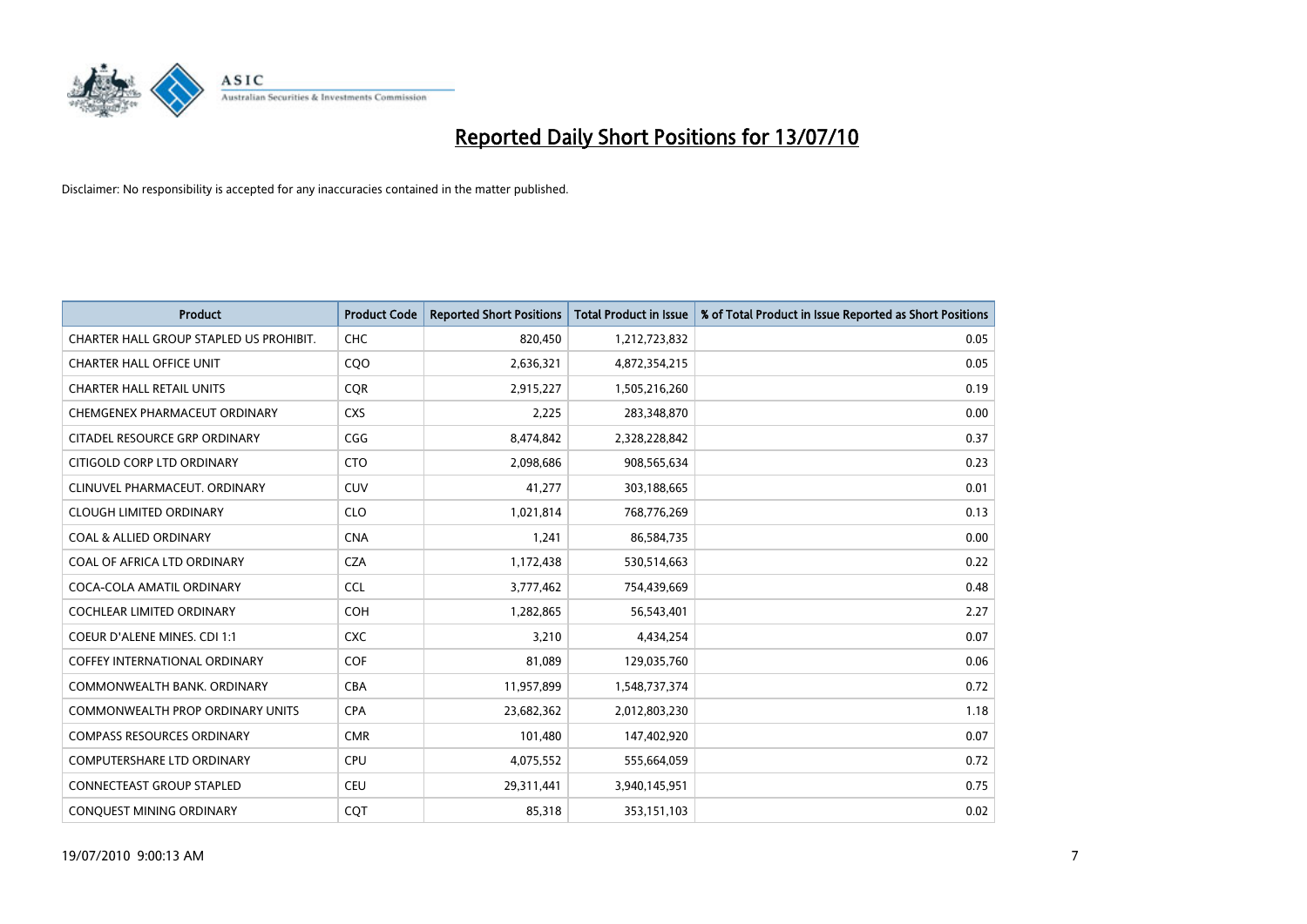# Reported Daily Short Positions for 13/07/10

Disclaimer: No responsibility is accepted for any inaccuracies contained in the matter published.

| Product | Product Code | Reported Short Positions | Total Product in Issue | % of Total Product in Issue Reported as Short Positions |
|---|---|---|---|---|
| CHARTER HALL GROUP STAPLED US PROHIBIT. | CHC | 820,450 | 1,212,723,832 | 0.05 |
| CHARTER HALL OFFICE UNIT | CQO | 2,636,321 | 4,872,354,215 | 0.05 |
| CHARTER HALL RETAIL UNITS | CQR | 2,915,227 | 1,505,216,260 | 0.19 |
| CHEMGENEX PHARMACEUT ORDINARY | CXS | 2,225 | 283,348,870 | 0.00 |
| CITADEL RESOURCE GRP ORDINARY | CGG | 8,474,842 | 2,328,228,842 | 0.37 |
| CITIGOLD CORP LTD ORDINARY | CTO | 2,098,686 | 908,565,634 | 0.23 |
| CLINUVEL PHARMACEUT. ORDINARY | CUV | 41,277 | 303,188,665 | 0.01 |
| CLOUGH LIMITED ORDINARY | CLO | 1,021,814 | 768,776,269 | 0.13 |
| COAL & ALLIED ORDINARY | CNA | 1,241 | 86,584,735 | 0.00 |
| COAL OF AFRICA LTD ORDINARY | CZA | 1,172,438 | 530,514,663 | 0.22 |
| COCA-COLA AMATIL ORDINARY | CCL | 3,777,462 | 754,439,669 | 0.48 |
| COCHLEAR LIMITED ORDINARY | COH | 1,282,865 | 56,543,401 | 2.27 |
| COEUR D'ALENE MINES. CDI 1:1 | CXC | 3,210 | 4,434,254 | 0.07 |
| COFFEY INTERNATIONAL ORDINARY | COF | 81,089 | 129,035,760 | 0.06 |
| COMMONWEALTH BANK. ORDINARY | CBA | 11,957,899 | 1,548,737,374 | 0.72 |
| COMMONWEALTH PROP ORDINARY UNITS | CPA | 23,682,362 | 2,012,803,230 | 1.18 |
| COMPASS RESOURCES ORDINARY | CMR | 101,480 | 147,402,920 | 0.07 |
| COMPUTERSHARE LTD ORDINARY | CPU | 4,075,552 | 555,664,059 | 0.72 |
| CONNECTEAST GROUP STAPLED | CEU | 29,311,441 | 3,940,145,951 | 0.75 |
| CONQUEST MINING ORDINARY | CQT | 85,318 | 353,151,103 | 0.02 |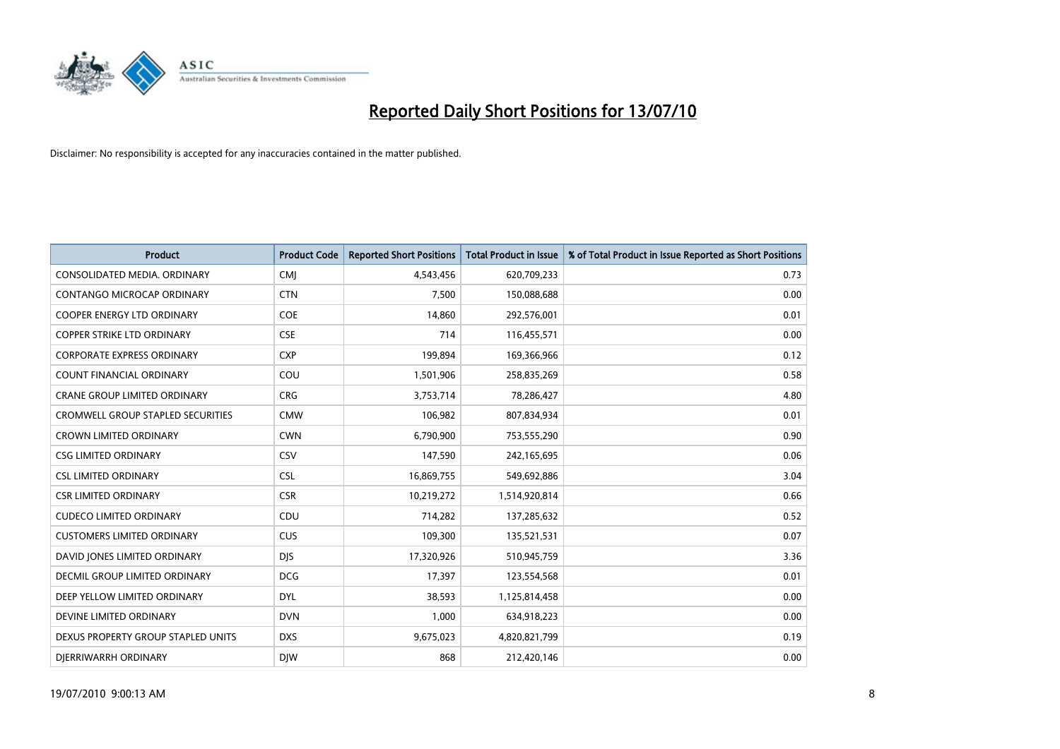# Reported Daily Short Positions for 13/07/10

Disclaimer: No responsibility is accepted for any inaccuracies contained in the matter published.

| Product | Product Code | Reported Short Positions | Total Product in Issue | % of Total Product in Issue Reported as Short Positions |
|---|---|---|---|---|
| CONSOLIDATED MEDIA. ORDINARY | CMJ | 4,543,456 | 620,709,233 | 0.73 |
| CONTANGO MICROCAP ORDINARY | CTN | 7,500 | 150,088,688 | 0.00 |
| COOPER ENERGY LTD ORDINARY | COE | 14,860 | 292,576,001 | 0.01 |
| COPPER STRIKE LTD ORDINARY | CSE | 714 | 116,455,571 | 0.00 |
| CORPORATE EXPRESS ORDINARY | CXP | 199,894 | 169,366,966 | 0.12 |
| COUNT FINANCIAL ORDINARY | COU | 1,501,906 | 258,835,269 | 0.58 |
| CRANE GROUP LIMITED ORDINARY | CRG | 3,753,714 | 78,286,427 | 4.80 |
| CROMWELL GROUP STAPLED SECURITIES | CMW | 106,982 | 807,834,934 | 0.01 |
| CROWN LIMITED ORDINARY | CWN | 6,790,900 | 753,555,290 | 0.90 |
| CSG LIMITED ORDINARY | CSV | 147,590 | 242,165,695 | 0.06 |
| CSL LIMITED ORDINARY | CSL | 16,869,755 | 549,692,886 | 3.04 |
| CSR LIMITED ORDINARY | CSR | 10,219,272 | 1,514,920,814 | 0.66 |
| CUDECO LIMITED ORDINARY | CDU | 714,282 | 137,285,632 | 0.52 |
| CUSTOMERS LIMITED ORDINARY | CUS | 109,300 | 135,521,531 | 0.07 |
| DAVID JONES LIMITED ORDINARY | DJS | 17,320,926 | 510,945,759 | 3.36 |
| DECMIL GROUP LIMITED ORDINARY | DCG | 17,397 | 123,554,568 | 0.01 |
| DEEP YELLOW LIMITED ORDINARY | DYL | 38,593 | 1,125,814,458 | 0.00 |
| DEVINE LIMITED ORDINARY | DVN | 1,000 | 634,918,223 | 0.00 |
| DEXUS PROPERTY GROUP STAPLED UNITS | DXS | 9,675,023 | 4,820,821,799 | 0.19 |
| DJERRIWARRH ORDINARY | DJW | 868 | 212,420,146 | 0.00 |

19/07/2010 9:00:13 AM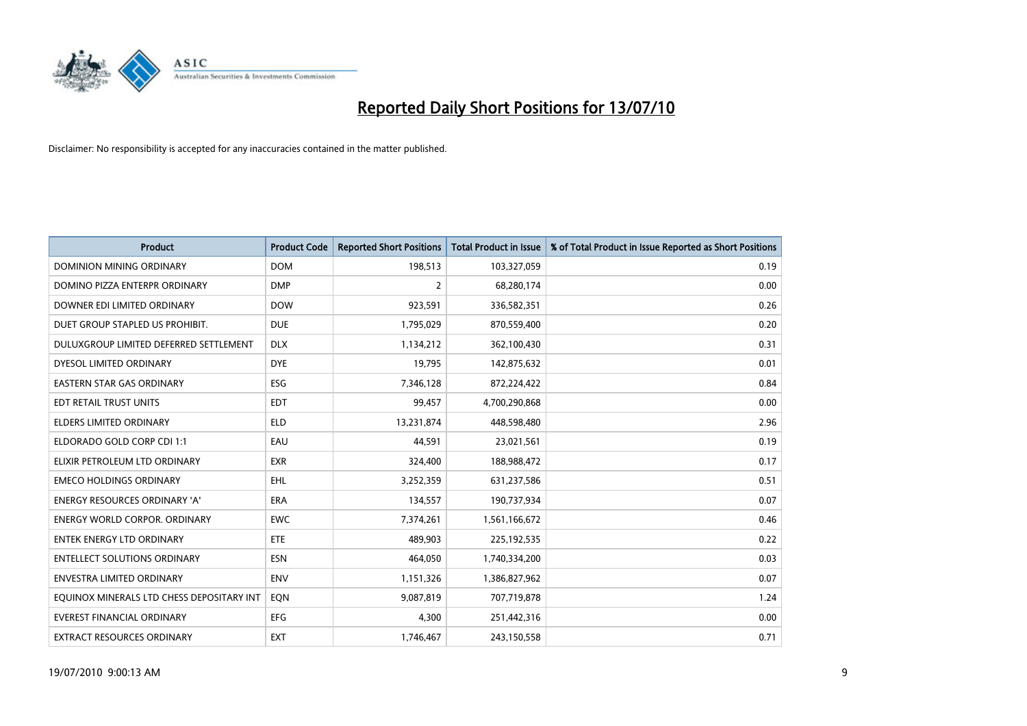# Reported Daily Short Positions for 13/07/10

Disclaimer: No responsibility is accepted for any inaccuracies contained in the matter published.

| Product | Product Code | Reported Short Positions | Total Product in Issue | % of Total Product in Issue Reported as Short Positions |
|---|---|---|---|---|
| DOMINION MINING ORDINARY | DOM | 198,513 | 103,327,059 | 0.19 |
| DOMINO PIZZA ENTERPR ORDINARY | DMP | 2 | 68,280,174 | 0.00 |
| DOWNER EDI LIMITED ORDINARY | DOW | 923,591 | 336,582,351 | 0.26 |
| DUET GROUP STAPLED US PROHIBIT. | DUE | 1,795,029 | 870,559,400 | 0.20 |
| DULUXGROUP LIMITED DEFERRED SETTLEMENT | DLX | 1,134,212 | 362,100,430 | 0.31 |
| DYESOL LIMITED ORDINARY | DYE | 19,795 | 142,875,632 | 0.01 |
| EASTERN STAR GAS ORDINARY | ESG | 7,346,128 | 872,224,422 | 0.84 |
| EDT RETAIL TRUST UNITS | EDT | 99,457 | 4,700,290,868 | 0.00 |
| ELDERS LIMITED ORDINARY | ELD | 13,231,874 | 448,598,480 | 2.96 |
| ELDORADO GOLD CORP CDI 1:1 | EAU | 44,591 | 23,021,561 | 0.19 |
| ELIXIR PETROLEUM LTD ORDINARY | EXR | 324,400 | 188,988,472 | 0.17 |
| EMECO HOLDINGS ORDINARY | EHL | 3,252,359 | 631,237,586 | 0.51 |
| ENERGY RESOURCES ORDINARY 'A' | ERA | 134,557 | 190,737,934 | 0.07 |
| ENERGY WORLD CORPOR. ORDINARY | EWC | 7,374,261 | 1,561,166,672 | 0.46 |
| ENTEK ENERGY LTD ORDINARY | ETE | 489,903 | 225,192,535 | 0.22 |
| ENTELLECT SOLUTIONS ORDINARY | ESN | 464,050 | 1,740,334,200 | 0.03 |
| ENVESTRA LIMITED ORDINARY | ENV | 1,151,326 | 1,386,827,962 | 0.07 |
| EQUINOX MINERALS LTD CHESS DEPOSITARY INT | EQN | 9,087,819 | 707,719,878 | 1.24 |
| EVEREST FINANCIAL ORDINARY | EFG | 4,300 | 251,442,316 | 0.00 |
| EXTRACT RESOURCES ORDINARY | EXT | 1,746,467 | 243,150,558 | 0.71 |

19/07/2010 9:00:13 AM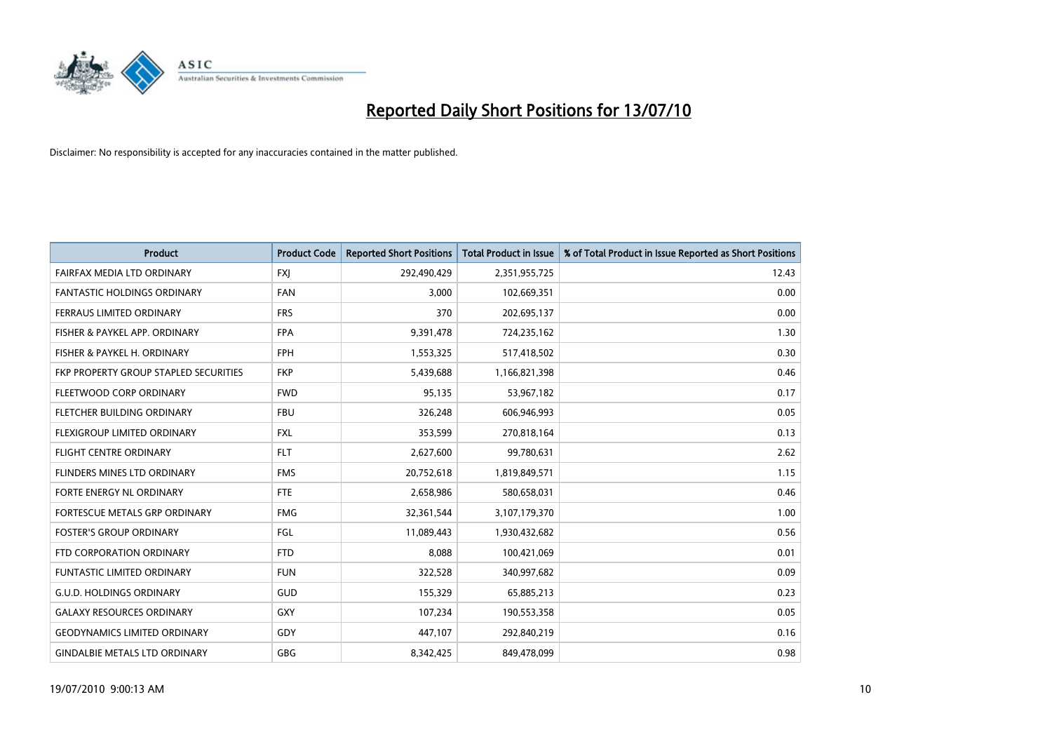# Reported Daily Short Positions for 13/07/10

Disclaimer: No responsibility is accepted for any inaccuracies contained in the matter published.

| Product | Product Code | Reported Short Positions | Total Product in Issue | % of Total Product in Issue Reported as Short Positions |
|---|---|---|---|---|
| FAIRFAX MEDIA LTD ORDINARY | FXJ | 292,490,429 | 2,351,955,725 | 12.43 |
| FANTASTIC HOLDINGS ORDINARY | FAN | 3,000 | 102,669,351 | 0.00 |
| FERRAUS LIMITED ORDINARY | FRS | 370 | 202,695,137 | 0.00 |
| FISHER & PAYKEL APP. ORDINARY | FPA | 9,391,478 | 724,235,162 | 1.30 |
| FISHER & PAYKEL H. ORDINARY | FPH | 1,553,325 | 517,418,502 | 0.30 |
| FKP PROPERTY GROUP STAPLED SECURITIES | FKP | 5,439,688 | 1,166,821,398 | 0.46 |
| FLEETWOOD CORP ORDINARY | FWD | 95,135 | 53,967,182 | 0.17 |
| FLETCHER BUILDING ORDINARY | FBU | 326,248 | 606,946,993 | 0.05 |
| FLEXIGROUP LIMITED ORDINARY | FXL | 353,599 | 270,818,164 | 0.13 |
| FLIGHT CENTRE ORDINARY | FLT | 2,627,600 | 99,780,631 | 2.62 |
| FLINDERS MINES LTD ORDINARY | FMS | 20,752,618 | 1,819,849,571 | 1.15 |
| FORTE ENERGY NL ORDINARY | FTE | 2,658,986 | 580,658,031 | 0.46 |
| FORTESCUE METALS GRP ORDINARY | FMG | 32,361,544 | 3,107,179,370 | 1.00 |
| FOSTER'S GROUP ORDINARY | FGL | 11,089,443 | 1,930,432,682 | 0.56 |
| FTD CORPORATION ORDINARY | FTD | 8,088 | 100,421,069 | 0.01 |
| FUNTASTIC LIMITED ORDINARY | FUN | 322,528 | 340,997,682 | 0.09 |
| G.U.D. HOLDINGS ORDINARY | GUD | 155,329 | 65,885,213 | 0.23 |
| GALAXY RESOURCES ORDINARY | GXY | 107,234 | 190,553,358 | 0.05 |
| GEODYNAMICS LIMITED ORDINARY | GDY | 447,107 | 292,840,219 | 0.16 |
| GINDALBIE METALS LTD ORDINARY | GBG | 8,342,425 | 849,478,099 | 0.98 |

19/07/2010 9:00:13 AM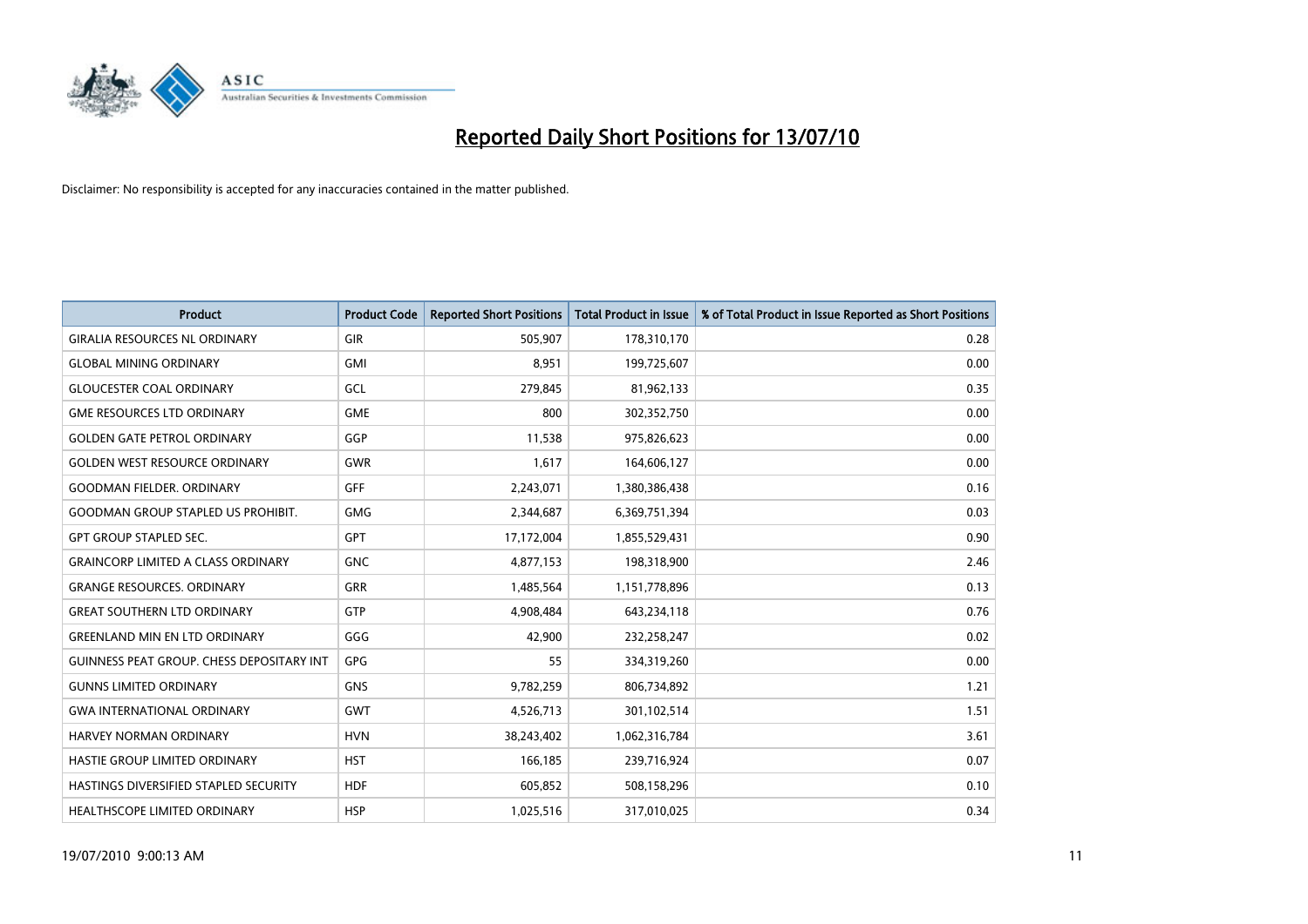# Reported Daily Short Positions for 13/07/10

Disclaimer: No responsibility is accepted for any inaccuracies contained in the matter published.

| Product | Product Code | Reported Short Positions | Total Product in Issue | % of Total Product in Issue Reported as Short Positions |
|---|---|---|---|---|
| GIRALIA RESOURCES NL ORDINARY | GIR | 505,907 | 178,310,170 | 0.28 |
| GLOBAL MINING ORDINARY | GMI | 8,951 | 199,725,607 | 0.00 |
| GLOUCESTER COAL ORDINARY | GCL | 279,845 | 81,962,133 | 0.35 |
| GME RESOURCES LTD ORDINARY | GME | 800 | 302,352,750 | 0.00 |
| GOLDEN GATE PETROL ORDINARY | GGP | 11,538 | 975,826,623 | 0.00 |
| GOLDEN WEST RESOURCE ORDINARY | GWR | 1,617 | 164,606,127 | 0.00 |
| GOODMAN FIELDER. ORDINARY | GFF | 2,243,071 | 1,380,386,438 | 0.16 |
| GOODMAN GROUP STAPLED US PROHIBIT. | GMG | 2,344,687 | 6,369,751,394 | 0.03 |
| GPT GROUP STAPLED SEC. | GPT | 17,172,004 | 1,855,529,431 | 0.90 |
| GRAINCORP LIMITED A CLASS ORDINARY | GNC | 4,877,153 | 198,318,900 | 2.46 |
| GRANGE RESOURCES. ORDINARY | GRR | 1,485,564 | 1,151,778,896 | 0.13 |
| GREAT SOUTHERN LTD ORDINARY | GTP | 4,908,484 | 643,234,118 | 0.76 |
| GREENLAND MIN EN LTD ORDINARY | GGG | 42,900 | 232,258,247 | 0.02 |
| GUINNESS PEAT GROUP. CHESS DEPOSITARY INT | GPG | 55 | 334,319,260 | 0.00 |
| GUNNS LIMITED ORDINARY | GNS | 9,782,259 | 806,734,892 | 1.21 |
| GWA INTERNATIONAL ORDINARY | GWT | 4,526,713 | 301,102,514 | 1.51 |
| HARVEY NORMAN ORDINARY | HVN | 38,243,402 | 1,062,316,784 | 3.61 |
| HASTIE GROUP LIMITED ORDINARY | HST | 166,185 | 239,716,924 | 0.07 |
| HASTINGS DIVERSIFIED STAPLED SECURITY | HDF | 605,852 | 508,158,296 | 0.10 |
| HEALTHSCOPE LIMITED ORDINARY | HSP | 1,025,516 | 317,010,025 | 0.34 |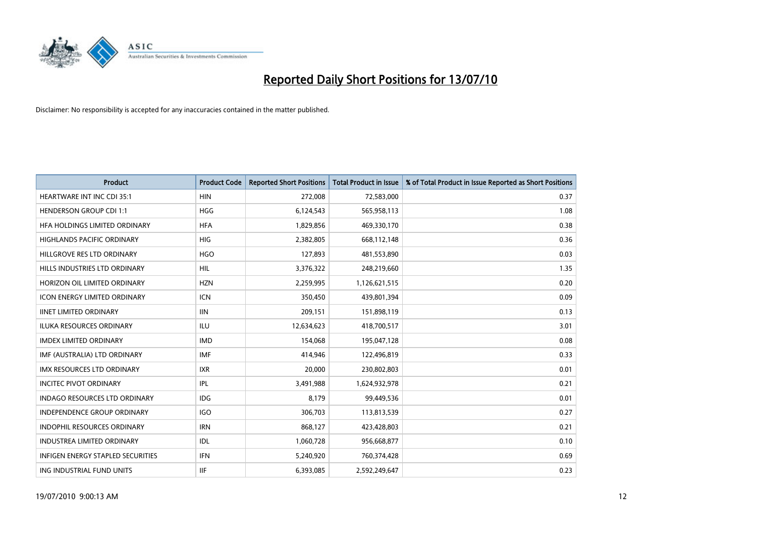# Reported Daily Short Positions for 13/07/10

Disclaimer: No responsibility is accepted for any inaccuracies contained in the matter published.

| Product | Product Code | Reported Short Positions | Total Product in Issue | % of Total Product in Issue Reported as Short Positions |
|---|---|---|---|---|
| HEARTWARE INT INC CDI 35:1 | HIN | 272,008 | 72,583,000 | 0.37 |
| HENDERSON GROUP CDI 1:1 | HGG | 6,124,543 | 565,958,113 | 1.08 |
| HFA HOLDINGS LIMITED ORDINARY | HFA | 1,829,856 | 469,330,170 | 0.38 |
| HIGHLANDS PACIFIC ORDINARY | HIG | 2,382,805 | 668,112,148 | 0.36 |
| HILLGROVE RES LTD ORDINARY | HGO | 127,893 | 481,553,890 | 0.03 |
| HILLS INDUSTRIES LTD ORDINARY | HIL | 3,376,322 | 248,219,660 | 1.35 |
| HORIZON OIL LIMITED ORDINARY | HZN | 2,259,995 | 1,126,621,515 | 0.20 |
| ICON ENERGY LIMITED ORDINARY | ICN | 350,450 | 439,801,394 | 0.09 |
| IINET LIMITED ORDINARY | IIN | 209,151 | 151,898,119 | 0.13 |
| ILUKA RESOURCES ORDINARY | ILU | 12,634,623 | 418,700,517 | 3.01 |
| IMDEX LIMITED ORDINARY | IMD | 154,068 | 195,047,128 | 0.08 |
| IMF (AUSTRALIA) LTD ORDINARY | IMF | 414,946 | 122,496,819 | 0.33 |
| IMX RESOURCES LTD ORDINARY | IXR | 20,000 | 230,802,803 | 0.01 |
| INCITEC PIVOT ORDINARY | IPL | 3,491,988 | 1,624,932,978 | 0.21 |
| INDAGO RESOURCES LTD ORDINARY | IDG | 8,179 | 99,449,536 | 0.01 |
| INDEPENDENCE GROUP ORDINARY | IGO | 306,703 | 113,813,539 | 0.27 |
| INDOPHIL RESOURCES ORDINARY | IRN | 868,127 | 423,428,803 | 0.21 |
| INDUSTREA LIMITED ORDINARY | IDL | 1,060,728 | 956,668,877 | 0.10 |
| INFIGEN ENERGY STAPLED SECURITIES | IFN | 5,240,920 | 760,374,428 | 0.69 |
| ING INDUSTRIAL FUND UNITS | IIF | 6,393,085 | 2,592,249,647 | 0.23 |

19/07/2010 9:00:13 AM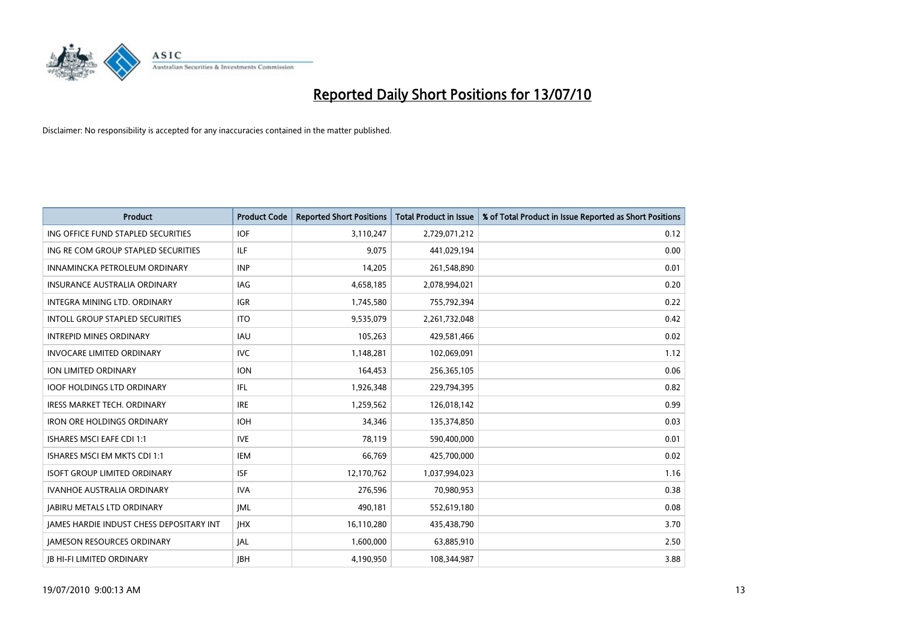# Reported Daily Short Positions for 13/07/10

Disclaimer: No responsibility is accepted for any inaccuracies contained in the matter published.

| Product | Product Code | Reported Short Positions | Total Product in Issue | % of Total Product in Issue Reported as Short Positions |
|---|---|---|---|---|
| ING OFFICE FUND STAPLED SECURITIES | IOF | 3,110,247 | 2,729,071,212 | 0.12 |
| ING RE COM GROUP STAPLED SECURITIES | ILF | 9,075 | 441,029,194 | 0.00 |
| INNAMINCKA PETROLEUM ORDINARY | INP | 14,205 | 261,548,890 | 0.01 |
| INSURANCE AUSTRALIA ORDINARY | IAG | 4,658,185 | 2,078,994,021 | 0.20 |
| INTEGRA MINING LTD. ORDINARY | IGR | 1,745,580 | 755,792,394 | 0.22 |
| INTOLL GROUP STAPLED SECURITIES | ITO | 9,535,079 | 2,261,732,048 | 0.42 |
| INTREPID MINES ORDINARY | IAU | 105,263 | 429,581,466 | 0.02 |
| INVOCARE LIMITED ORDINARY | IVC | 1,148,281 | 102,069,091 | 1.12 |
| ION LIMITED ORDINARY | ION | 164,453 | 256,365,105 | 0.06 |
| IOOF HOLDINGS LTD ORDINARY | IFL | 1,926,348 | 229,794,395 | 0.82 |
| IRESS MARKET TECH. ORDINARY | IRE | 1,259,562 | 126,018,142 | 0.99 |
| IRON ORE HOLDINGS ORDINARY | IOH | 34,346 | 135,374,850 | 0.03 |
| ISHARES MSCI EAFE CDI 1:1 | IVE | 78,119 | 590,400,000 | 0.01 |
| ISHARES MSCI EM MKTS CDI 1:1 | IEM | 66,769 | 425,700,000 | 0.02 |
| ISOFT GROUP LIMITED ORDINARY | ISF | 12,170,762 | 1,037,994,023 | 1.16 |
| IVANHOE AUSTRALIA ORDINARY | IVA | 276,596 | 70,980,953 | 0.38 |
| JABIRU METALS LTD ORDINARY | JML | 490,181 | 552,619,180 | 0.08 |
| JAMES HARDIE INDUST CHESS DEPOSITARY INT | JHX | 16,110,280 | 435,438,790 | 3.70 |
| JAMESON RESOURCES ORDINARY | JAL | 1,600,000 | 63,885,910 | 2.50 |
| JB HI-FI LIMITED ORDINARY | JBH | 4,190,950 | 108,344,987 | 3.88 |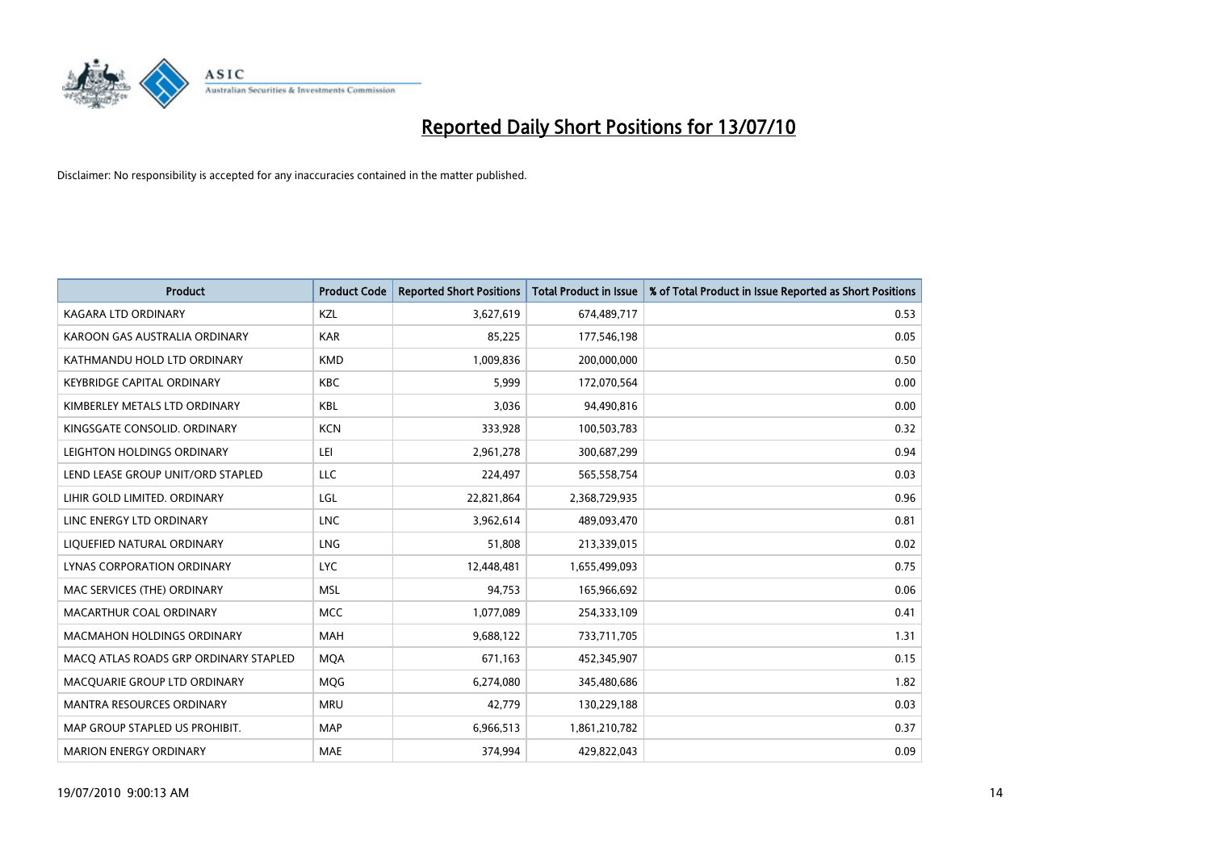# Reported Daily Short Positions for 13/07/10

Disclaimer: No responsibility is accepted for any inaccuracies contained in the matter published.

| Product | Product Code | Reported Short Positions | Total Product in Issue | % of Total Product in Issue Reported as Short Positions |
|---|---|---|---|---|
| KAGARA LTD ORDINARY | KZL | 3,627,619 | 674,489,717 | 0.53 |
| KAROON GAS AUSTRALIA ORDINARY | KAR | 85,225 | 177,546,198 | 0.05 |
| KATHMANDU HOLD LTD ORDINARY | KMD | 1,009,836 | 200,000,000 | 0.50 |
| KEYBRIDGE CAPITAL ORDINARY | KBC | 5,999 | 172,070,564 | 0.00 |
| KIMBERLEY METALS LTD ORDINARY | KBL | 3,036 | 94,490,816 | 0.00 |
| KINGSGATE CONSOLID. ORDINARY | KCN | 333,928 | 100,503,783 | 0.32 |
| LEIGHTON HOLDINGS ORDINARY | LEI | 2,961,278 | 300,687,299 | 0.94 |
| LEND LEASE GROUP UNIT/ORD STAPLED | LLC | 224,497 | 565,558,754 | 0.03 |
| LIHIR GOLD LIMITED. ORDINARY | LGL | 22,821,864 | 2,368,729,935 | 0.96 |
| LINC ENERGY LTD ORDINARY | LNC | 3,962,614 | 489,093,470 | 0.81 |
| LIQUEFIED NATURAL ORDINARY | LNG | 51,808 | 213,339,015 | 0.02 |
| LYNAS CORPORATION ORDINARY | LYC | 12,448,481 | 1,655,499,093 | 0.75 |
| MAC SERVICES (THE) ORDINARY | MSL | 94,753 | 165,966,692 | 0.06 |
| MACARTHUR COAL ORDINARY | MCC | 1,077,089 | 254,333,109 | 0.41 |
| MACMAHON HOLDINGS ORDINARY | MAH | 9,688,122 | 733,711,705 | 1.31 |
| MACQ ATLAS ROADS GRP ORDINARY STAPLED | MQA | 671,163 | 452,345,907 | 0.15 |
| MACQUARIE GROUP LTD ORDINARY | MQG | 6,274,080 | 345,480,686 | 1.82 |
| MANTRA RESOURCES ORDINARY | MRU | 42,779 | 130,229,188 | 0.03 |
| MAP GROUP STAPLED US PROHIBIT. | MAP | 6,966,513 | 1,861,210,782 | 0.37 |
| MARION ENERGY ORDINARY | MAE | 374,994 | 429,822,043 | 0.09 |

19/07/2010 9:00:13 AM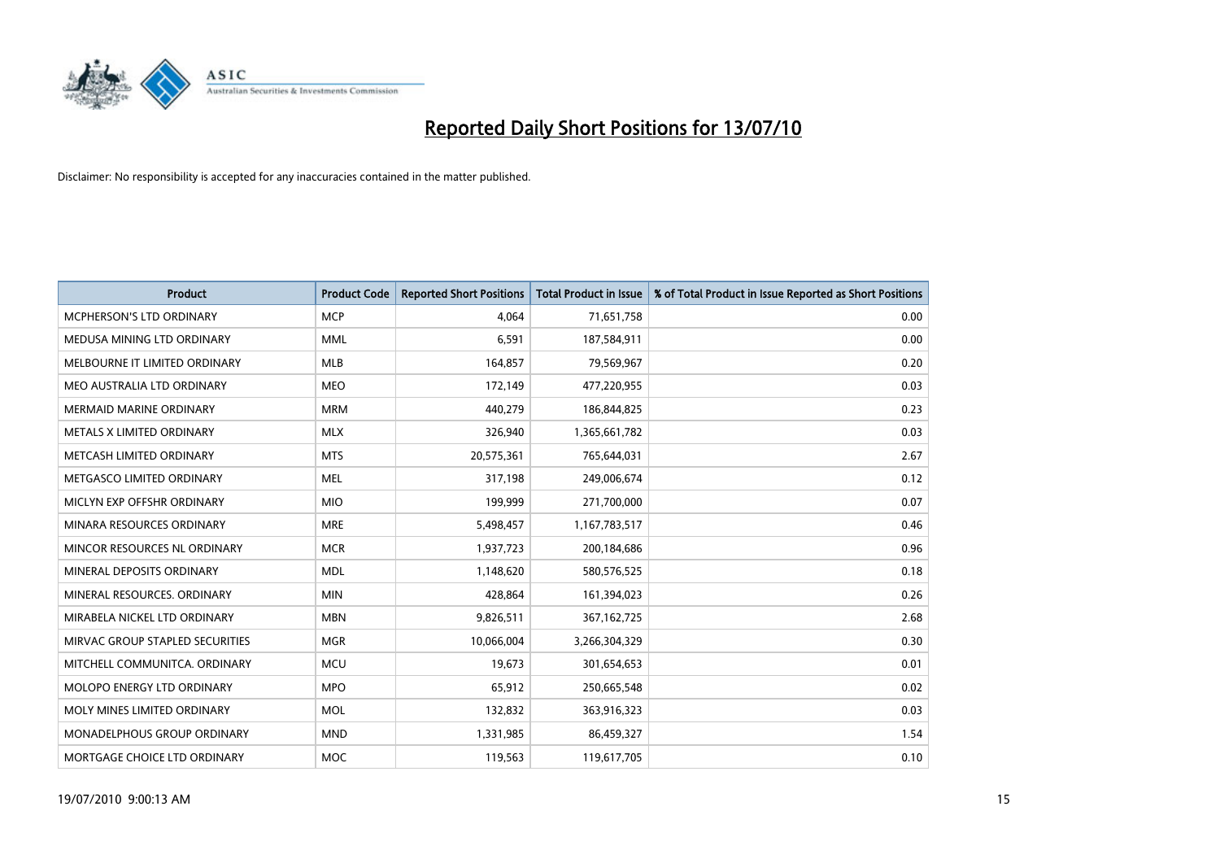# Reported Daily Short Positions for 13/07/10

Disclaimer: No responsibility is accepted for any inaccuracies contained in the matter published.

| Product | Product Code | Reported Short Positions | Total Product in Issue | % of Total Product in Issue Reported as Short Positions |
|---|---|---|---|---|
| MCPHERSON'S LTD ORDINARY | MCP | 4,064 | 71,651,758 | 0.00 |
| MEDUSA MINING LTD ORDINARY | MML | 6,591 | 187,584,911 | 0.00 |
| MELBOURNE IT LIMITED ORDINARY | MLB | 164,857 | 79,569,967 | 0.20 |
| MEO AUSTRALIA LTD ORDINARY | MEO | 172,149 | 477,220,955 | 0.03 |
| MERMAID MARINE ORDINARY | MRM | 440,279 | 186,844,825 | 0.23 |
| METALS X LIMITED ORDINARY | MLX | 326,940 | 1,365,661,782 | 0.03 |
| METCASH LIMITED ORDINARY | MTS | 20,575,361 | 765,644,031 | 2.67 |
| METGASCO LIMITED ORDINARY | MEL | 317,198 | 249,006,674 | 0.12 |
| MICLYN EXP OFFSHR ORDINARY | MIO | 199,999 | 271,700,000 | 0.07 |
| MINARA RESOURCES ORDINARY | MRE | 5,498,457 | 1,167,783,517 | 0.46 |
| MINCOR RESOURCES NL ORDINARY | MCR | 1,937,723 | 200,184,686 | 0.96 |
| MINERAL DEPOSITS ORDINARY | MDL | 1,148,620 | 580,576,525 | 0.18 |
| MINERAL RESOURCES. ORDINARY | MIN | 428,864 | 161,394,023 | 0.26 |
| MIRABELA NICKEL LTD ORDINARY | MBN | 9,826,511 | 367,162,725 | 2.68 |
| MIRVAC GROUP STAPLED SECURITIES | MGR | 10,066,004 | 3,266,304,329 | 0.30 |
| MITCHELL COMMUNITCA. ORDINARY | MCU | 19,673 | 301,654,653 | 0.01 |
| MOLOPO ENERGY LTD ORDINARY | MPO | 65,912 | 250,665,548 | 0.02 |
| MOLY MINES LIMITED ORDINARY | MOL | 132,832 | 363,916,323 | 0.03 |
| MONADELPHOUS GROUP ORDINARY | MND | 1,331,985 | 86,459,327 | 1.54 |
| MORTGAGE CHOICE LTD ORDINARY | MOC | 119,563 | 119,617,705 | 0.10 |

19/07/2010 9:00:13 AM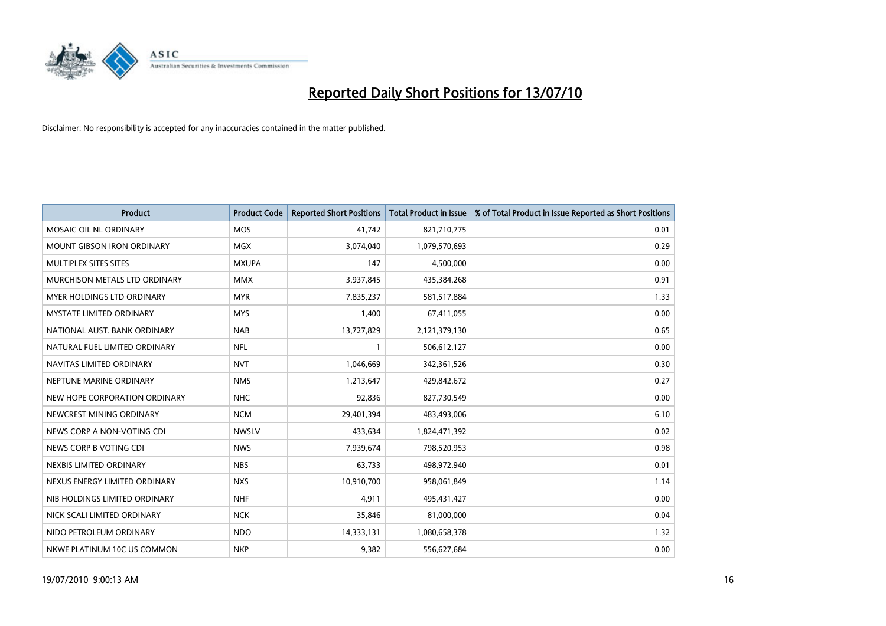# Reported Daily Short Positions for 13/07/10

Disclaimer: No responsibility is accepted for any inaccuracies contained in the matter published.

| Product | Product Code | Reported Short Positions | Total Product in Issue | % of Total Product in Issue Reported as Short Positions |
|---|---|---|---|---|
| MOSAIC OIL NL ORDINARY | MOS | 41,742 | 821,710,775 | 0.01 |
| MOUNT GIBSON IRON ORDINARY | MGX | 3,074,040 | 1,079,570,693 | 0.29 |
| MULTIPLEX SITES SITES | MXUPA | 147 | 4,500,000 | 0.00 |
| MURCHISON METALS LTD ORDINARY | MMX | 3,937,845 | 435,384,268 | 0.91 |
| MYER HOLDINGS LTD ORDINARY | MYR | 7,835,237 | 581,517,884 | 1.33 |
| MYSTATE LIMITED ORDINARY | MYS | 1,400 | 67,411,055 | 0.00 |
| NATIONAL AUST. BANK ORDINARY | NAB | 13,727,829 | 2,121,379,130 | 0.65 |
| NATURAL FUEL LIMITED ORDINARY | NFL | 1 | 506,612,127 | 0.00 |
| NAVITAS LIMITED ORDINARY | NVT | 1,046,669 | 342,361,526 | 0.30 |
| NEPTUNE MARINE ORDINARY | NMS | 1,213,647 | 429,842,672 | 0.27 |
| NEW HOPE CORPORATION ORDINARY | NHC | 92,836 | 827,730,549 | 0.00 |
| NEWCREST MINING ORDINARY | NCM | 29,401,394 | 483,493,006 | 6.10 |
| NEWS CORP A NON-VOTING CDI | NWSLV | 433,634 | 1,824,471,392 | 0.02 |
| NEWS CORP B VOTING CDI | NWS | 7,939,674 | 798,520,953 | 0.98 |
| NEXBIS LIMITED ORDINARY | NBS | 63,733 | 498,972,940 | 0.01 |
| NEXUS ENERGY LIMITED ORDINARY | NXS | 10,910,700 | 958,061,849 | 1.14 |
| NIB HOLDINGS LIMITED ORDINARY | NHF | 4,911 | 495,431,427 | 0.00 |
| NICK SCALI LIMITED ORDINARY | NCK | 35,846 | 81,000,000 | 0.04 |
| NIDO PETROLEUM ORDINARY | NDO | 14,333,131 | 1,080,658,378 | 1.32 |
| NKWE PLATINUM 10C US COMMON | NKP | 9,382 | 556,627,684 | 0.00 |

19/07/2010 9:00:13 AM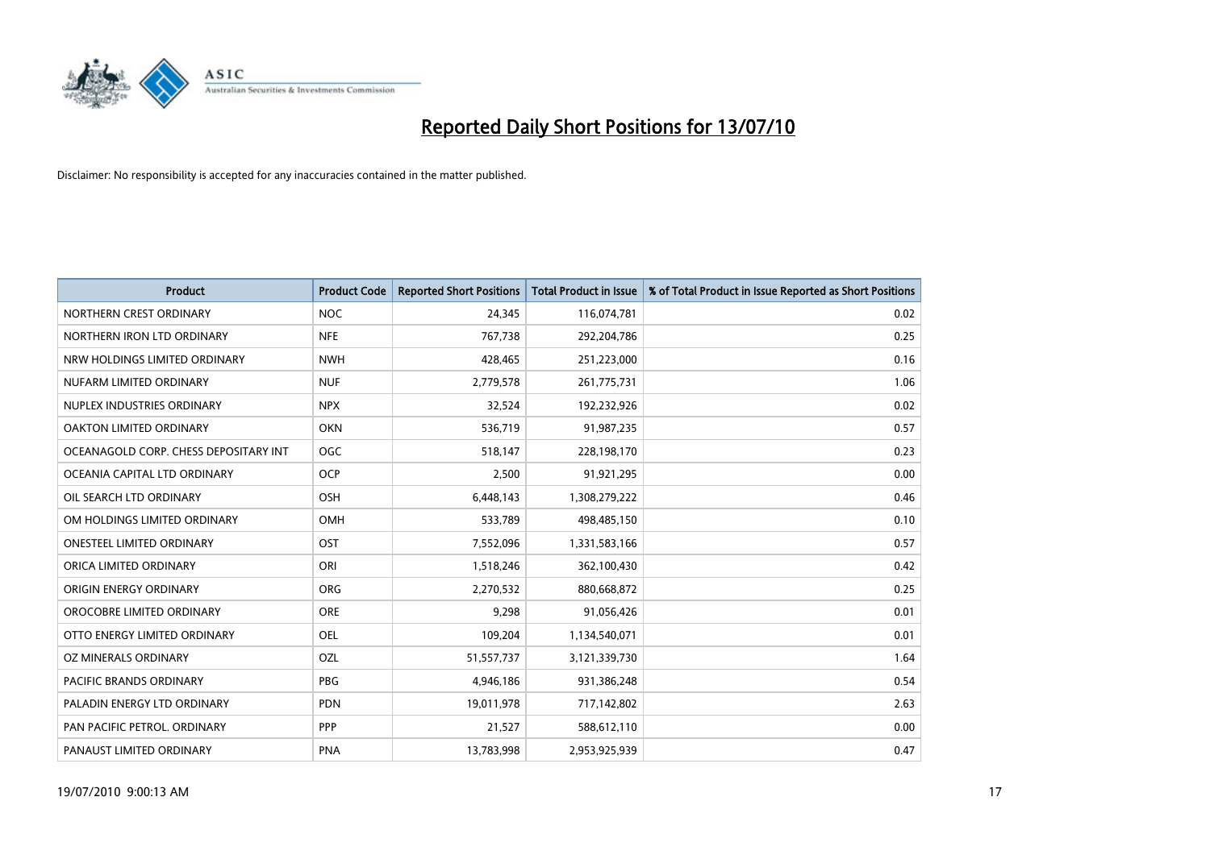# Reported Daily Short Positions for 13/07/10

Disclaimer: No responsibility is accepted for any inaccuracies contained in the matter published.

| Product | Product Code | Reported Short Positions | Total Product in Issue | % of Total Product in Issue Reported as Short Positions |
|---|---|---|---|---|
| NORTHERN CREST ORDINARY | NOC | 24,345 | 116,074,781 | 0.02 |
| NORTHERN IRON LTD ORDINARY | NFE | 767,738 | 292,204,786 | 0.25 |
| NRW HOLDINGS LIMITED ORDINARY | NWH | 428,465 | 251,223,000 | 0.16 |
| NUFARM LIMITED ORDINARY | NUF | 2,779,578 | 261,775,731 | 1.06 |
| NUPLEX INDUSTRIES ORDINARY | NPX | 32,524 | 192,232,926 | 0.02 |
| OAKTON LIMITED ORDINARY | OKN | 536,719 | 91,987,235 | 0.57 |
| OCEANAGOLD CORP. CHESS DEPOSITARY INT | OGC | 518,147 | 228,198,170 | 0.23 |
| OCEANIA CAPITAL LTD ORDINARY | OCP | 2,500 | 91,921,295 | 0.00 |
| OIL SEARCH LTD ORDINARY | OSH | 6,448,143 | 1,308,279,222 | 0.46 |
| OM HOLDINGS LIMITED ORDINARY | OMH | 533,789 | 498,485,150 | 0.10 |
| ONESTEEL LIMITED ORDINARY | OST | 7,552,096 | 1,331,583,166 | 0.57 |
| ORICA LIMITED ORDINARY | ORI | 1,518,246 | 362,100,430 | 0.42 |
| ORIGIN ENERGY ORDINARY | ORG | 2,270,532 | 880,668,872 | 0.25 |
| OROCOBRE LIMITED ORDINARY | ORE | 9,298 | 91,056,426 | 0.01 |
| OTTO ENERGY LIMITED ORDINARY | OEL | 109,204 | 1,134,540,071 | 0.01 |
| OZ MINERALS ORDINARY | OZL | 51,557,737 | 3,121,339,730 | 1.64 |
| PACIFIC BRANDS ORDINARY | PBG | 4,946,186 | 931,386,248 | 0.54 |
| PALADIN ENERGY LTD ORDINARY | PDN | 19,011,978 | 717,142,802 | 2.63 |
| PAN PACIFIC PETROL. ORDINARY | PPP | 21,527 | 588,612,110 | 0.00 |
| PANAUST LIMITED ORDINARY | PNA | 13,783,998 | 2,953,925,939 | 0.47 |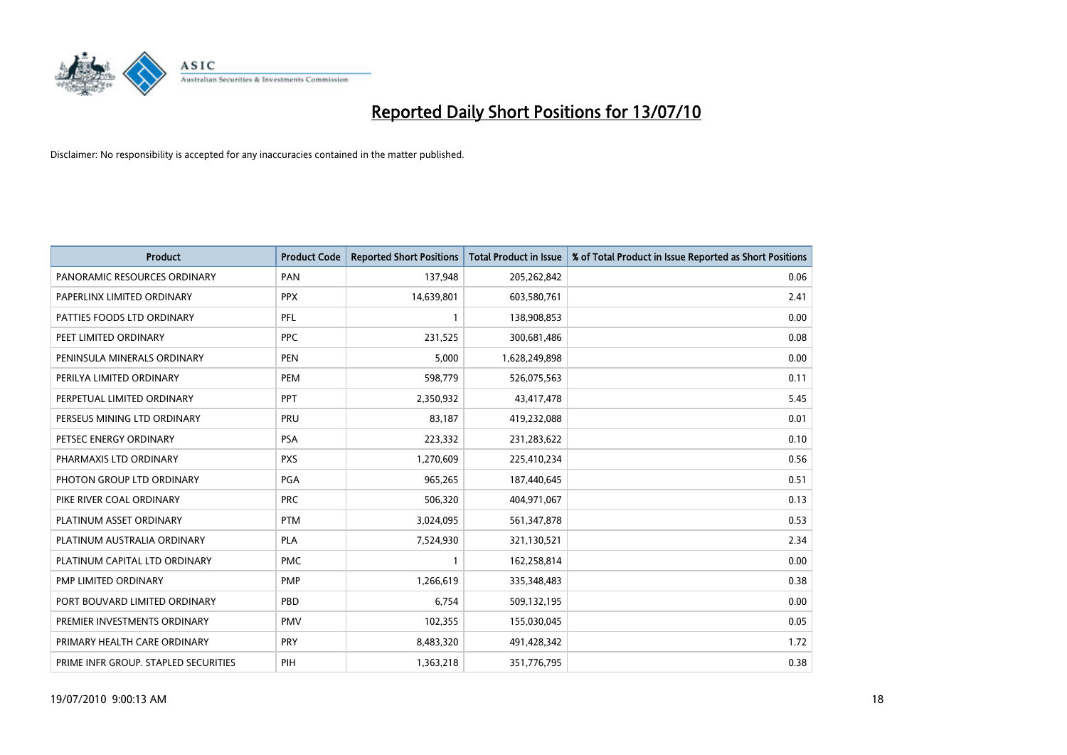# Reported Daily Short Positions for 13/07/10

Disclaimer: No responsibility is accepted for any inaccuracies contained in the matter published.

| Product | Product Code | Reported Short Positions | Total Product in Issue | % of Total Product in Issue Reported as Short Positions |
|---|---|---|---|---|
| PANORAMIC RESOURCES ORDINARY | PAN | 137,948 | 205,262,842 | 0.06 |
| PAPERLINX LIMITED ORDINARY | PPX | 14,639,801 | 603,580,761 | 2.41 |
| PATTIES FOODS LTD ORDINARY | PFL | 1 | 138,908,853 | 0.00 |
| PEET LIMITED ORDINARY | PPC | 231,525 | 300,681,486 | 0.08 |
| PENINSULA MINERALS ORDINARY | PEN | 5,000 | 1,628,249,898 | 0.00 |
| PERILYA LIMITED ORDINARY | PEM | 598,779 | 526,075,563 | 0.11 |
| PERPETUAL LIMITED ORDINARY | PPT | 2,350,932 | 43,417,478 | 5.45 |
| PERSEUS MINING LTD ORDINARY | PRU | 83,187 | 419,232,088 | 0.01 |
| PETSEC ENERGY ORDINARY | PSA | 223,332 | 231,283,622 | 0.10 |
| PHARMAXIS LTD ORDINARY | PXS | 1,270,609 | 225,410,234 | 0.56 |
| PHOTON GROUP LTD ORDINARY | PGA | 965,265 | 187,440,645 | 0.51 |
| PIKE RIVER COAL ORDINARY | PRC | 506,320 | 404,971,067 | 0.13 |
| PLATINUM ASSET ORDINARY | PTM | 3,024,095 | 561,347,878 | 0.53 |
| PLATINUM AUSTRALIA ORDINARY | PLA | 7,524,930 | 321,130,521 | 2.34 |
| PLATINUM CAPITAL LTD ORDINARY | PMC | 1 | 162,258,814 | 0.00 |
| PMP LIMITED ORDINARY | PMP | 1,266,619 | 335,348,483 | 0.38 |
| PORT BOUVARD LIMITED ORDINARY | PBD | 6,754 | 509,132,195 | 0.00 |
| PREMIER INVESTMENTS ORDINARY | PMV | 102,355 | 155,030,045 | 0.05 |
| PRIMARY HEALTH CARE ORDINARY | PRY | 8,483,320 | 491,428,342 | 1.72 |
| PRIME INFR GROUP. STAPLED SECURITIES | PIH | 1,363,218 | 351,776,795 | 0.38 |

19/07/2010 9:00:13 AM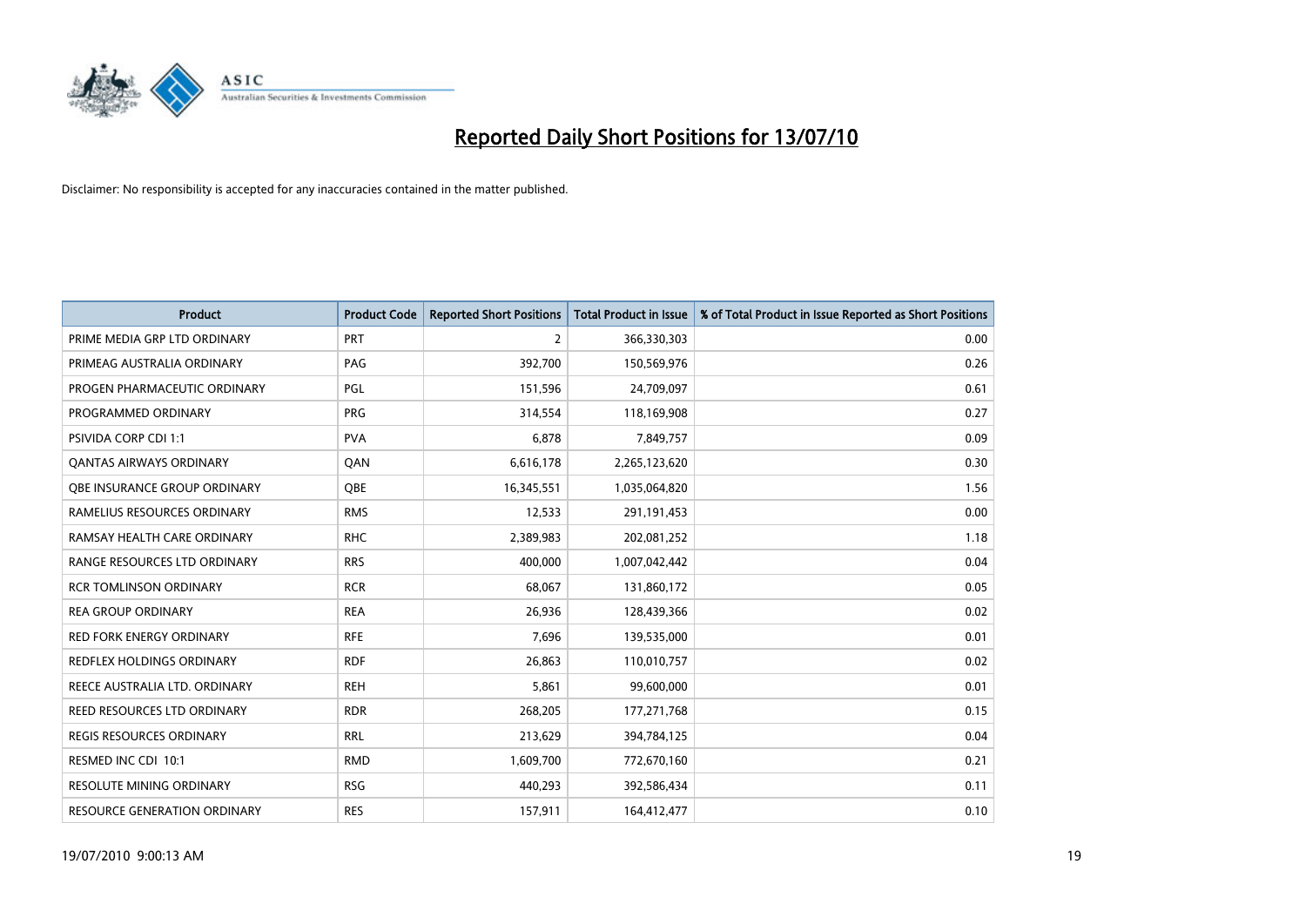# Reported Daily Short Positions for 13/07/10

Disclaimer: No responsibility is accepted for any inaccuracies contained in the matter published.

| Product | Product Code | Reported Short Positions | Total Product in Issue | % of Total Product in Issue Reported as Short Positions |
|---|---|---|---|---|
| PRIME MEDIA GRP LTD ORDINARY | PRT | 2 | 366,330,303 | 0.00 |
| PRIMEAG AUSTRALIA ORDINARY | PAG | 392,700 | 150,569,976 | 0.26 |
| PROGEN PHARMACEUTIC ORDINARY | PGL | 151,596 | 24,709,097 | 0.61 |
| PROGRAMMED ORDINARY | PRG | 314,554 | 118,169,908 | 0.27 |
| PSIVIDA CORP CDI 1:1 | PVA | 6,878 | 7,849,757 | 0.09 |
| QANTAS AIRWAYS ORDINARY | QAN | 6,616,178 | 2,265,123,620 | 0.30 |
| QBE INSURANCE GROUP ORDINARY | QBE | 16,345,551 | 1,035,064,820 | 1.56 |
| RAMELIUS RESOURCES ORDINARY | RMS | 12,533 | 291,191,453 | 0.00 |
| RAMSAY HEALTH CARE ORDINARY | RHC | 2,389,983 | 202,081,252 | 1.18 |
| RANGE RESOURCES LTD ORDINARY | RRS | 400,000 | 1,007,042,442 | 0.04 |
| RCR TOMLINSON ORDINARY | RCR | 68,067 | 131,860,172 | 0.05 |
| REA GROUP ORDINARY | REA | 26,936 | 128,439,366 | 0.02 |
| RED FORK ENERGY ORDINARY | RFE | 7,696 | 139,535,000 | 0.01 |
| REDFLEX HOLDINGS ORDINARY | RDF | 26,863 | 110,010,757 | 0.02 |
| REECE AUSTRALIA LTD. ORDINARY | REH | 5,861 | 99,600,000 | 0.01 |
| REED RESOURCES LTD ORDINARY | RDR | 268,205 | 177,271,768 | 0.15 |
| REGIS RESOURCES ORDINARY | RRL | 213,629 | 394,784,125 | 0.04 |
| RESMED INC CDI 10:1 | RMD | 1,609,700 | 772,670,160 | 0.21 |
| RESOLUTE MINING ORDINARY | RSG | 440,293 | 392,586,434 | 0.11 |
| RESOURCE GENERATION ORDINARY | RES | 157,911 | 164,412,477 | 0.10 |

19/07/2010 9:00:13 AM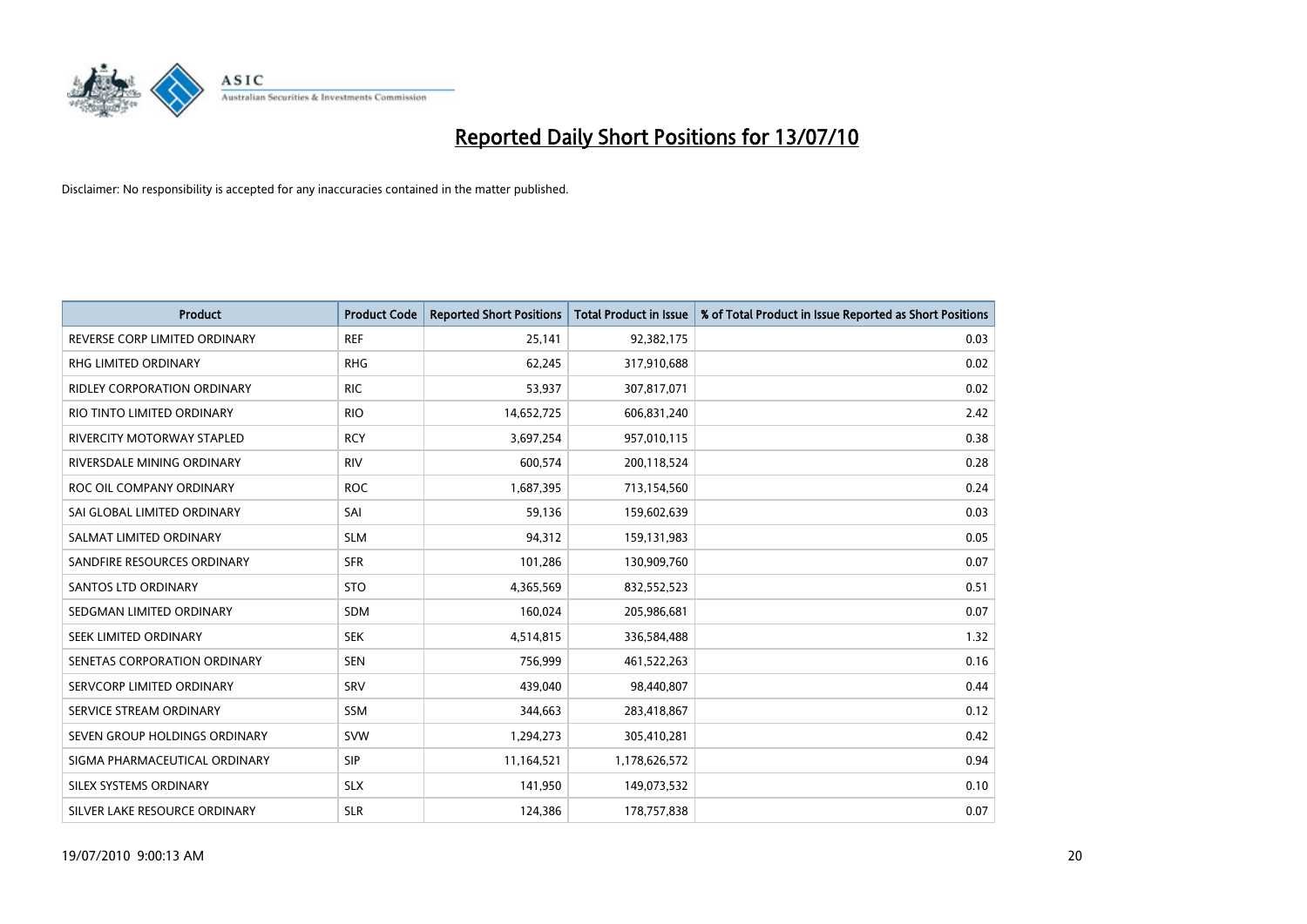# Reported Daily Short Positions for 13/07/10

Disclaimer: No responsibility is accepted for any inaccuracies contained in the matter published.

| Product | Product Code | Reported Short Positions | Total Product in Issue | % of Total Product in Issue Reported as Short Positions |
|---|---|---|---|---|
| REVERSE CORP LIMITED ORDINARY | REF | 25,141 | 92,382,175 | 0.03 |
| RHG LIMITED ORDINARY | RHG | 62,245 | 317,910,688 | 0.02 |
| RIDLEY CORPORATION ORDINARY | RIC | 53,937 | 307,817,071 | 0.02 |
| RIO TINTO LIMITED ORDINARY | RIO | 14,652,725 | 606,831,240 | 2.42 |
| RIVERCITY MOTORWAY STAPLED | RCY | 3,697,254 | 957,010,115 | 0.38 |
| RIVERSDALE MINING ORDINARY | RIV | 600,574 | 200,118,524 | 0.28 |
| ROC OIL COMPANY ORDINARY | ROC | 1,687,395 | 713,154,560 | 0.24 |
| SAI GLOBAL LIMITED ORDINARY | SAI | 59,136 | 159,602,639 | 0.03 |
| SALMAT LIMITED ORDINARY | SLM | 94,312 | 159,131,983 | 0.05 |
| SANDFIRE RESOURCES ORDINARY | SFR | 101,286 | 130,909,760 | 0.07 |
| SANTOS LTD ORDINARY | STO | 4,365,569 | 832,552,523 | 0.51 |
| SEDGMAN LIMITED ORDINARY | SDM | 160,024 | 205,986,681 | 0.07 |
| SEEK LIMITED ORDINARY | SEK | 4,514,815 | 336,584,488 | 1.32 |
| SENETAS CORPORATION ORDINARY | SEN | 756,999 | 461,522,263 | 0.16 |
| SERVCORP LIMITED ORDINARY | SRV | 439,040 | 98,440,807 | 0.44 |
| SERVICE STREAM ORDINARY | SSM | 344,663 | 283,418,867 | 0.12 |
| SEVEN GROUP HOLDINGS ORDINARY | SVW | 1,294,273 | 305,410,281 | 0.42 |
| SIGMA PHARMACEUTICAL ORDINARY | SIP | 11,164,521 | 1,178,626,572 | 0.94 |
| SILEX SYSTEMS ORDINARY | SLX | 141,950 | 149,073,532 | 0.10 |
| SILVER LAKE RESOURCE ORDINARY | SLR | 124,386 | 178,757,838 | 0.07 |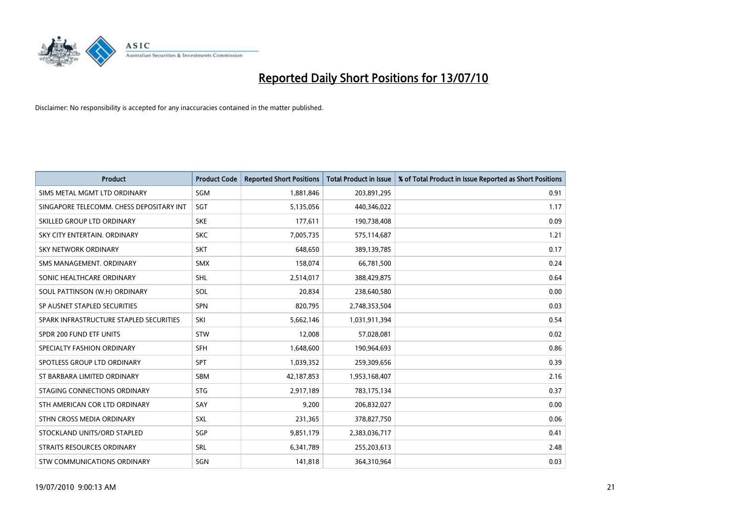# Reported Daily Short Positions for 13/07/10

Disclaimer: No responsibility is accepted for any inaccuracies contained in the matter published.

| Product | Product Code | Reported Short Positions | Total Product in Issue | % of Total Product in Issue Reported as Short Positions |
|---|---|---|---|---|
| SIMS METAL MGMT LTD ORDINARY | SGM | 1,881,846 | 203,891,295 | 0.91 |
| SINGAPORE TELECOMM. CHESS DEPOSITARY INT | SGT | 5,135,056 | 440,346,022 | 1.17 |
| SKILLED GROUP LTD ORDINARY | SKE | 177,611 | 190,738,408 | 0.09 |
| SKY CITY ENTERTAIN. ORDINARY | SKC | 7,005,735 | 575,114,687 | 1.21 |
| SKY NETWORK ORDINARY | SKT | 648,650 | 389,139,785 | 0.17 |
| SMS MANAGEMENT. ORDINARY | SMX | 158,074 | 66,781,500 | 0.24 |
| SONIC HEALTHCARE ORDINARY | SHL | 2,514,017 | 388,429,875 | 0.64 |
| SOUL PATTINSON (W.H) ORDINARY | SOL | 20,834 | 238,640,580 | 0.00 |
| SP AUSNET STAPLED SECURITIES | SPN | 820,795 | 2,748,353,504 | 0.03 |
| SPARK INFRASTRUCTURE STAPLED SECURITIES | SKI | 5,662,146 | 1,031,911,394 | 0.54 |
| SPDR 200 FUND ETF UNITS | STW | 12,008 | 57,028,081 | 0.02 |
| SPECIALTY FASHION ORDINARY | SFH | 1,648,600 | 190,964,693 | 0.86 |
| SPOTLESS GROUP LTD ORDINARY | SPT | 1,039,352 | 259,309,656 | 0.39 |
| ST BARBARA LIMITED ORDINARY | SBM | 42,187,853 | 1,953,168,407 | 2.16 |
| STAGING CONNECTIONS ORDINARY | STG | 2,917,189 | 783,175,134 | 0.37 |
| STH AMERICAN COR LTD ORDINARY | SAY | 9,200 | 206,832,027 | 0.00 |
| STHN CROSS MEDIA ORDINARY | SXL | 231,365 | 378,827,750 | 0.06 |
| STOCKLAND UNITS/ORD STAPLED | SGP | 9,851,179 | 2,383,036,717 | 0.41 |
| STRAITS RESOURCES ORDINARY | SRL | 6,341,789 | 255,203,613 | 2.48 |
| STW COMMUNICATIONS ORDINARY | SGN | 141,818 | 364,310,964 | 0.03 |

19/07/2010 9:00:13 AM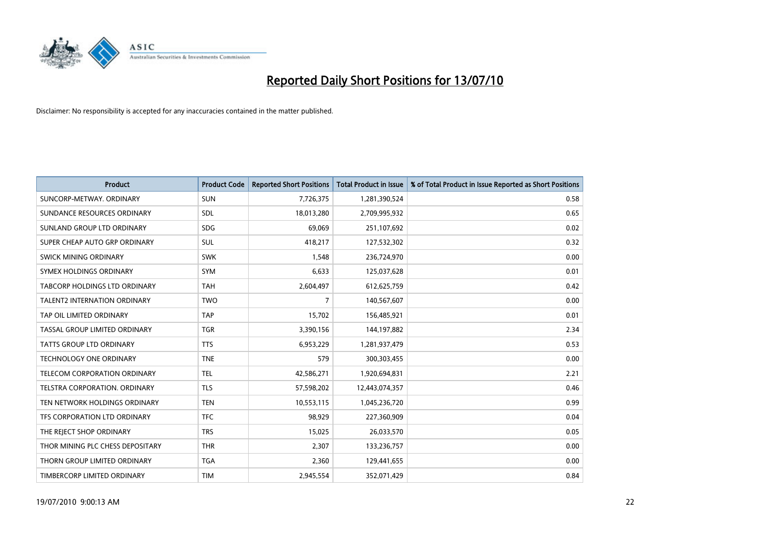# Reported Daily Short Positions for 13/07/10

Disclaimer: No responsibility is accepted for any inaccuracies contained in the matter published.

| Product | Product Code | Reported Short Positions | Total Product in Issue | % of Total Product in Issue Reported as Short Positions |
|---|---|---|---|---|
| SUNCORP-METWAY. ORDINARY | SUN | 7,726,375 | 1,281,390,524 | 0.58 |
| SUNDANCE RESOURCES ORDINARY | SDL | 18,013,280 | 2,709,995,932 | 0.65 |
| SUNLAND GROUP LTD ORDINARY | SDG | 69,069 | 251,107,692 | 0.02 |
| SUPER CHEAP AUTO GRP ORDINARY | SUL | 418,217 | 127,532,302 | 0.32 |
| SWICK MINING ORDINARY | SWK | 1,548 | 236,724,970 | 0.00 |
| SYMEX HOLDINGS ORDINARY | SYM | 6,633 | 125,037,628 | 0.01 |
| TABCORP HOLDINGS LTD ORDINARY | TAH | 2,604,497 | 612,625,759 | 0.42 |
| TALENT2 INTERNATION ORDINARY | TWO | 7 | 140,567,607 | 0.00 |
| TAP OIL LIMITED ORDINARY | TAP | 15,702 | 156,485,921 | 0.01 |
| TASSAL GROUP LIMITED ORDINARY | TGR | 3,390,156 | 144,197,882 | 2.34 |
| TATTS GROUP LTD ORDINARY | TTS | 6,953,229 | 1,281,937,479 | 0.53 |
| TECHNOLOGY ONE ORDINARY | TNE | 579 | 300,303,455 | 0.00 |
| TELECOM CORPORATION ORDINARY | TEL | 42,586,271 | 1,920,694,831 | 2.21 |
| TELSTRA CORPORATION. ORDINARY | TLS | 57,598,202 | 12,443,074,357 | 0.46 |
| TEN NETWORK HOLDINGS ORDINARY | TEN | 10,553,115 | 1,045,236,720 | 0.99 |
| TFS CORPORATION LTD ORDINARY | TFC | 98,929 | 227,360,909 | 0.04 |
| THE REJECT SHOP ORDINARY | TRS | 15,025 | 26,033,570 | 0.05 |
| THOR MINING PLC CHESS DEPOSITARY | THR | 2,307 | 133,236,757 | 0.00 |
| THORN GROUP LIMITED ORDINARY | TGA | 2,360 | 129,441,655 | 0.00 |
| TIMBERCORP LIMITED ORDINARY | TIM | 2,945,554 | 352,071,429 | 0.84 |

19/07/2010 9:00:13 AM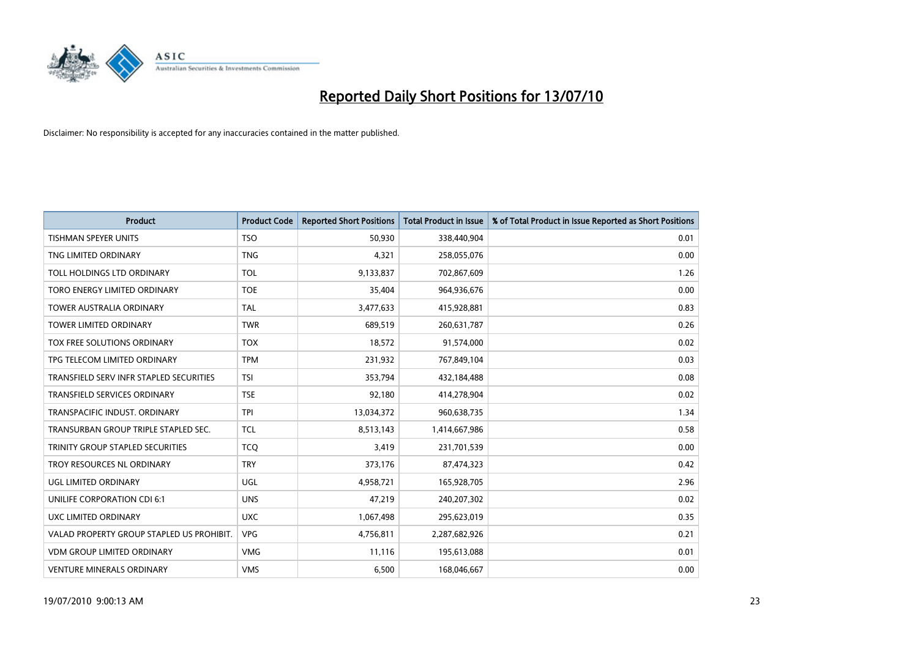# Reported Daily Short Positions for 13/07/10

Disclaimer: No responsibility is accepted for any inaccuracies contained in the matter published.

| Product | Product Code | Reported Short Positions | Total Product in Issue | % of Total Product in Issue Reported as Short Positions |
|---|---|---|---|---|
| TISHMAN SPEYER UNITS | TSO | 50,930 | 338,440,904 | 0.01 |
| TNG LIMITED ORDINARY | TNG | 4,321 | 258,055,076 | 0.00 |
| TOLL HOLDINGS LTD ORDINARY | TOL | 9,133,837 | 702,867,609 | 1.26 |
| TORO ENERGY LIMITED ORDINARY | TOE | 35,404 | 964,936,676 | 0.00 |
| TOWER AUSTRALIA ORDINARY | TAL | 3,477,633 | 415,928,881 | 0.83 |
| TOWER LIMITED ORDINARY | TWR | 689,519 | 260,631,787 | 0.26 |
| TOX FREE SOLUTIONS ORDINARY | TOX | 18,572 | 91,574,000 | 0.02 |
| TPG TELECOM LIMITED ORDINARY | TPM | 231,932 | 767,849,104 | 0.03 |
| TRANSFIELD SERV INFR STAPLED SECURITIES | TSI | 353,794 | 432,184,488 | 0.08 |
| TRANSFIELD SERVICES ORDINARY | TSE | 92,180 | 414,278,904 | 0.02 |
| TRANSPACIFIC INDUST. ORDINARY | TPI | 13,034,372 | 960,638,735 | 1.34 |
| TRANSURBAN GROUP TRIPLE STAPLED SEC. | TCL | 8,513,143 | 1,414,667,986 | 0.58 |
| TRINITY GROUP STAPLED SECURITIES | TCQ | 3,419 | 231,701,539 | 0.00 |
| TROY RESOURCES NL ORDINARY | TRY | 373,176 | 87,474,323 | 0.42 |
| UGL LIMITED ORDINARY | UGL | 4,958,721 | 165,928,705 | 2.96 |
| UNILIFE CORPORATION CDI 6:1 | UNS | 47,219 | 240,207,302 | 0.02 |
| UXC LIMITED ORDINARY | UXC | 1,067,498 | 295,623,019 | 0.35 |
| VALAD PROPERTY GROUP STAPLED US PROHIBIT. | VPG | 4,756,811 | 2,287,682,926 | 0.21 |
| VDM GROUP LIMITED ORDINARY | VMG | 11,116 | 195,613,088 | 0.01 |
| VENTURE MINERALS ORDINARY | VMS | 6,500 | 168,046,667 | 0.00 |

19/07/2010 9:00:13 AM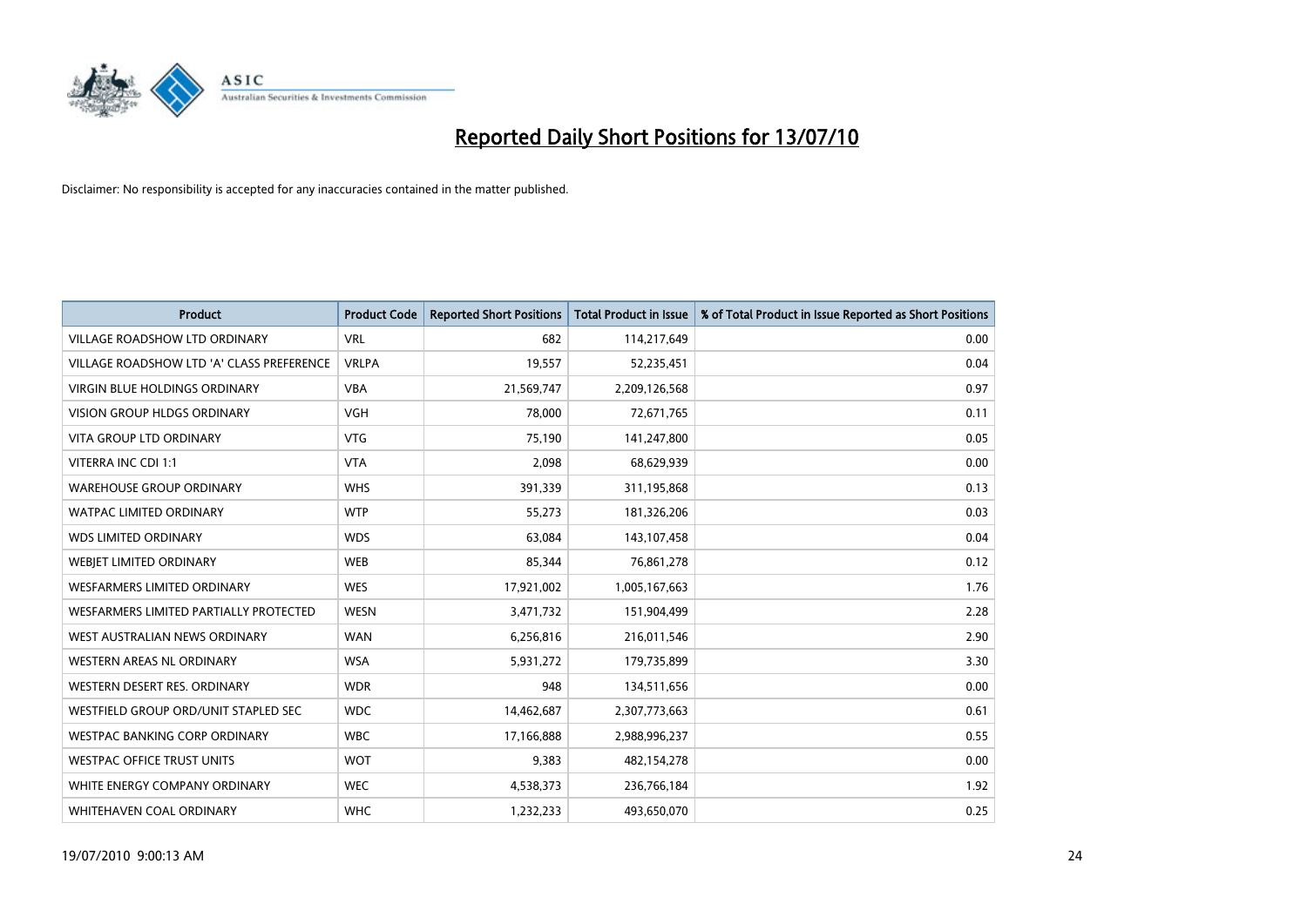# Reported Daily Short Positions for 13/07/10

Disclaimer: No responsibility is accepted for any inaccuracies contained in the matter published.

| Product | Product Code | Reported Short Positions | Total Product in Issue | % of Total Product in Issue Reported as Short Positions |
|---|---|---|---|---|
| VILLAGE ROADSHOW LTD ORDINARY | VRL | 682 | 114,217,649 | 0.00 |
| VILLAGE ROADSHOW LTD 'A' CLASS PREFERENCE | VRLPA | 19,557 | 52,235,451 | 0.04 |
| VIRGIN BLUE HOLDINGS ORDINARY | VBA | 21,569,747 | 2,209,126,568 | 0.97 |
| VISION GROUP HLDGS ORDINARY | VGH | 78,000 | 72,671,765 | 0.11 |
| VITA GROUP LTD ORDINARY | VTG | 75,190 | 141,247,800 | 0.05 |
| VITERRA INC CDI 1:1 | VTA | 2,098 | 68,629,939 | 0.00 |
| WAREHOUSE GROUP ORDINARY | WHS | 391,339 | 311,195,868 | 0.13 |
| WATPAC LIMITED ORDINARY | WTP | 55,273 | 181,326,206 | 0.03 |
| WDS LIMITED ORDINARY | WDS | 63,084 | 143,107,458 | 0.04 |
| WEBJET LIMITED ORDINARY | WEB | 85,344 | 76,861,278 | 0.12 |
| WESFARMERS LIMITED ORDINARY | WES | 17,921,002 | 1,005,167,663 | 1.76 |
| WESFARMERS LIMITED PARTIALLY PROTECTED | WESN | 3,471,732 | 151,904,499 | 2.28 |
| WEST AUSTRALIAN NEWS ORDINARY | WAN | 6,256,816 | 216,011,546 | 2.90 |
| WESTERN AREAS NL ORDINARY | WSA | 5,931,272 | 179,735,899 | 3.30 |
| WESTERN DESERT RES. ORDINARY | WDR | 948 | 134,511,656 | 0.00 |
| WESTFIELD GROUP ORD/UNIT STAPLED SEC | WDC | 14,462,687 | 2,307,773,663 | 0.61 |
| WESTPAC BANKING CORP ORDINARY | WBC | 17,166,888 | 2,988,996,237 | 0.55 |
| WESTPAC OFFICE TRUST UNITS | WOT | 9,383 | 482,154,278 | 0.00 |
| WHITE ENERGY COMPANY ORDINARY | WEC | 4,538,373 | 236,766,184 | 1.92 |
| WHITEHAVEN COAL ORDINARY | WHC | 1,232,233 | 493,650,070 | 0.25 |

19/07/2010 9:00:13 AM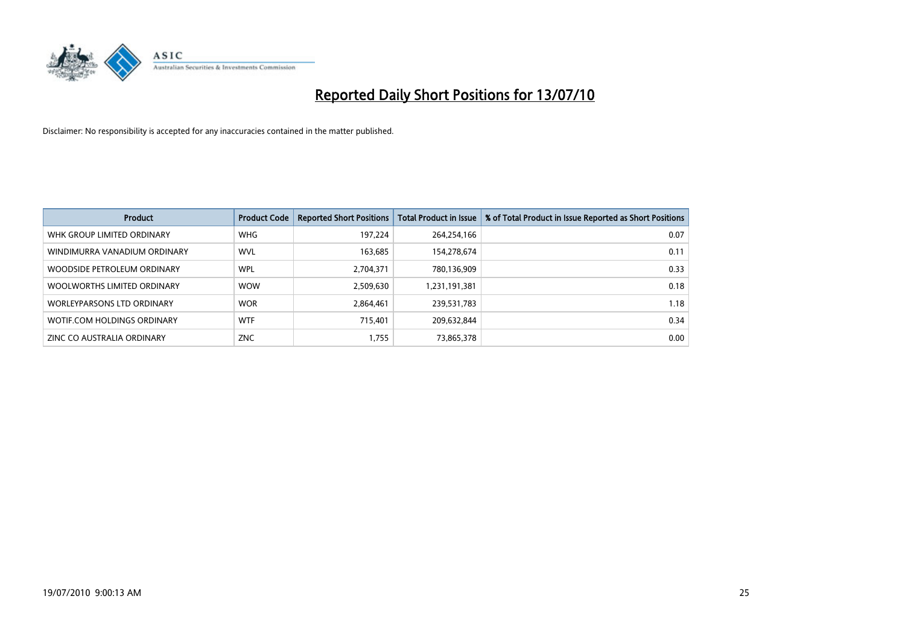# Reported Daily Short Positions for 13/07/10

Disclaimer: No responsibility is accepted for any inaccuracies contained in the matter published.

| Product | Product Code | Reported Short Positions | Total Product in Issue | % of Total Product in Issue Reported as Short Positions |
|---|---|---|---|---|
| WHK GROUP LIMITED ORDINARY | WHG | 197,224 | 264,254,166 | 0.07 |
| WINDIMURRA VANADIUM ORDINARY | WVL | 163,685 | 154,278,674 | 0.11 |
| WOODSIDE PETROLEUM ORDINARY | WPL | 2,704,371 | 780,136,909 | 0.33 |
| WOOLWORTHS LIMITED ORDINARY | WOW | 2,509,630 | 1,231,191,381 | 0.18 |
| WORLEYPARSONS LTD ORDINARY | WOR | 2,864,461 | 239,531,783 | 1.18 |
| WOTIF.COM HOLDINGS ORDINARY | WTF | 715,401 | 209,632,844 | 0.34 |
| ZINC CO AUSTRALIA ORDINARY | ZNC | 1,755 | 73,865,378 | 0.00 |

19/07/2010 9:00:13 AM